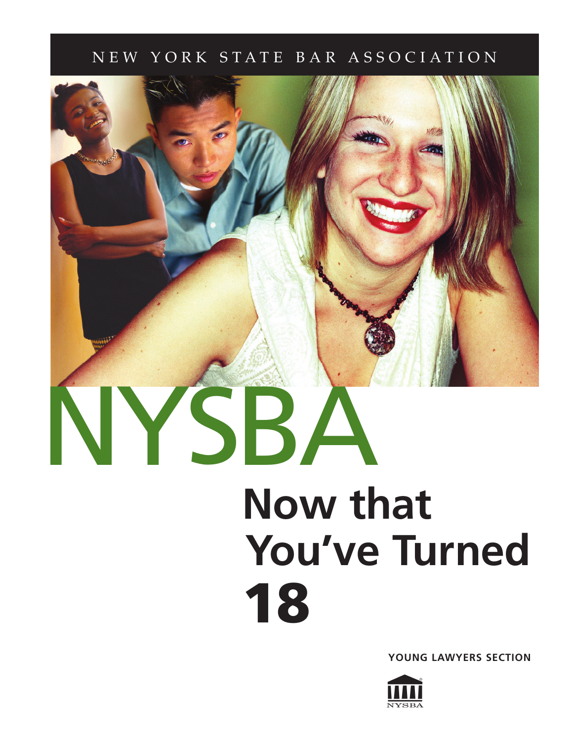NEW YORK STATE BAR ASSOCIATION

# NYSBA

# Now that You've Turned 18

YOUNG LAWYERS SECTION

NYSBA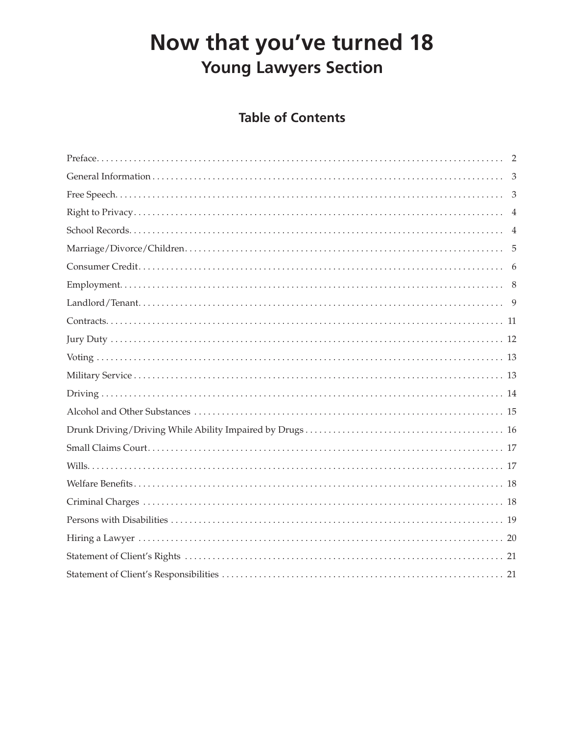# Now that you've turned 18

## Young Lawyers Section

### Table of Contents

| Section | Page |
|---|---|
| Preface | 2 |
| General Information | 3 |
| Free Speech | 3 |
| Right to Privacy | 4 |
| School Records | 4 |
| Marriage/Divorce/Children | 5 |
| Consumer Credit | 6 |
| Employment | 8 |
| Landlord/Tenant | 9 |
| Contracts | 11 |
| Jury Duty | 12 |
| Voting | 13 |
| Military Service | 13 |
| Driving | 14 |
| Alcohol and Other Substances | 15 |
| Drunk Driving/Driving While Ability Impaired by Drugs | 16 |
| Small Claims Court | 17 |
| Wills | 17 |
| Welfare Benefits | 18 |
| Criminal Charges | 18 |
| Persons with Disabilities | 19 |
| Hiring a Lawyer | 20 |
| Statement of Client's Rights | 21 |
| Statement of Client's Responsibilities | 21 |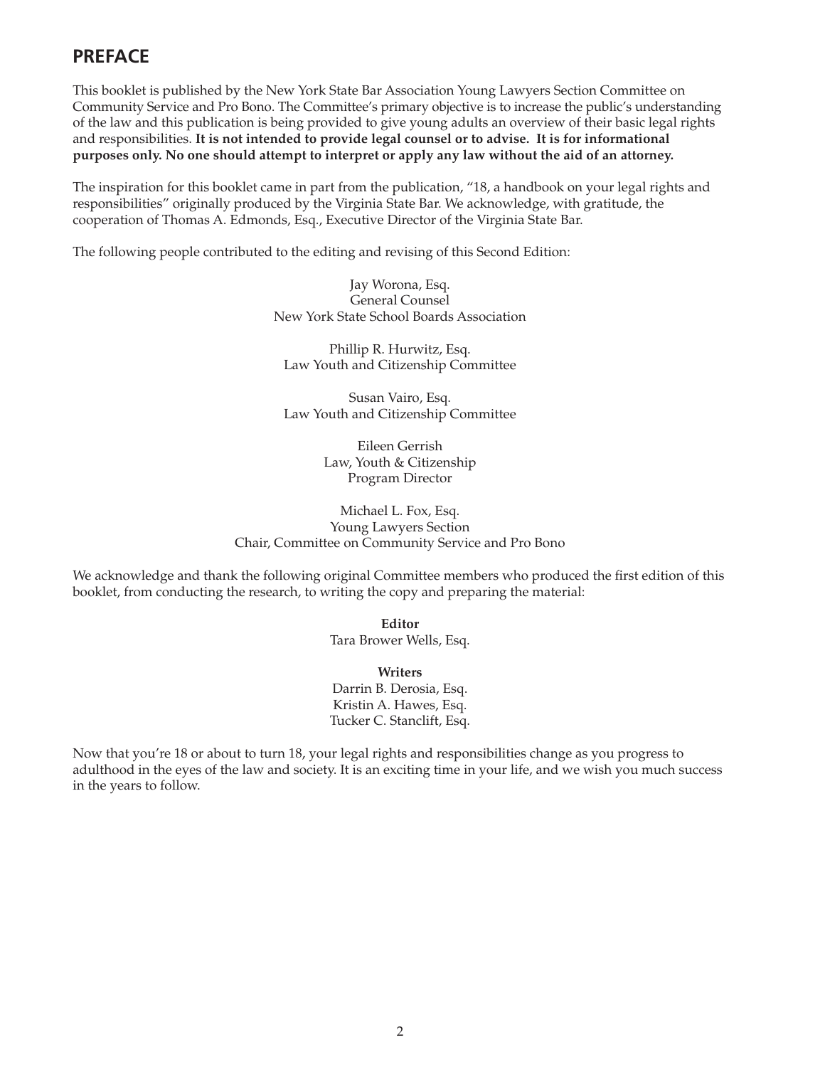## PREFACE

This booklet is published by the New York State Bar Association Young Lawyers Section Committee on Community Service and Pro Bono. The Committee's primary objective is to increase the public's understanding of the law and this publication is being provided to give young adults an overview of their basic legal rights and responsibilities. **It is not intended to provide legal counsel or to advise. It is for informational purposes only. No one should attempt to interpret or apply any law without the aid of an attorney.**

The inspiration for this booklet came in part from the publication, "18, a handbook on your legal rights and responsibilities" originally produced by the Virginia State Bar. We acknowledge, with gratitude, the cooperation of Thomas A. Edmonds, Esq., Executive Director of the Virginia State Bar.

The following people contributed to the editing and revising of this Second Edition:

Jay Worona, Esq.
General Counsel
New York State School Boards Association

Phillip R. Hurwitz, Esq.
Law Youth and Citizenship Committee

Susan Vairo, Esq.
Law Youth and Citizenship Committee

Eileen Gerrish
Law, Youth & Citizenship
Program Director

Michael L. Fox, Esq.
Young Lawyers Section
Chair, Committee on Community Service and Pro Bono

We acknowledge and thank the following original Committee members who produced the first edition of this booklet, from conducting the research, to writing the copy and preparing the material:

**Editor**
Tara Brower Wells, Esq.

**Writers**
Darrin B. Derosia, Esq.
Kristin A. Hawes, Esq.
Tucker C. Stanclift, Esq.

Now that you're 18 or about to turn 18, your legal rights and responsibilities change as you progress to adulthood in the eyes of the law and society. It is an exciting time in your life, and we wish you much success in the years to follow.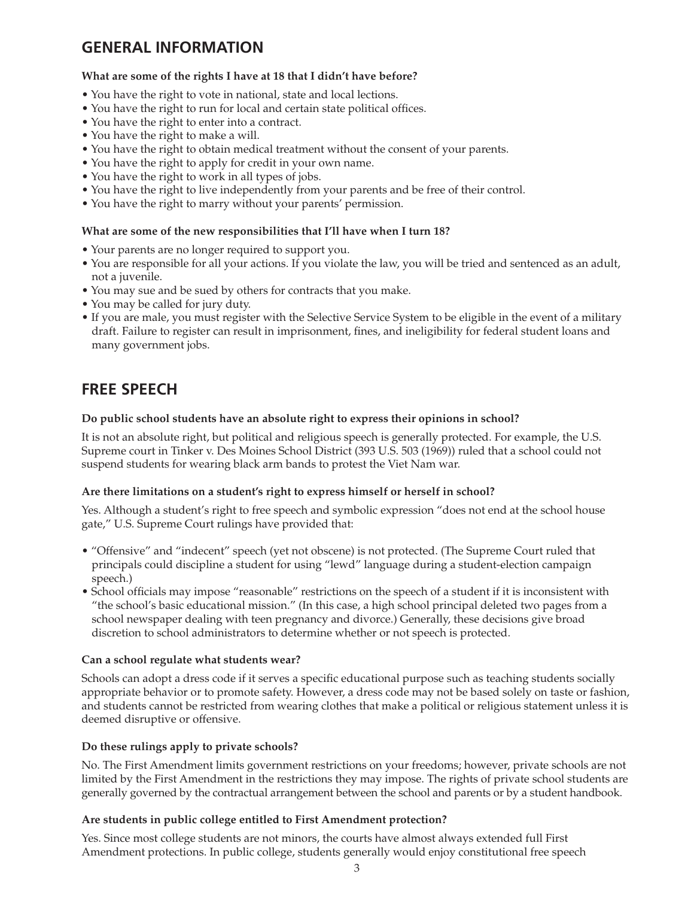## GENERAL INFORMATION

**What are some of the rights I have at 18 that I didn't have before?**

- You have the right to vote in national, state and local lections.
- You have the right to run for local and certain state political offices.
- You have the right to enter into a contract.
- You have the right to make a will.
- You have the right to obtain medical treatment without the consent of your parents.
- You have the right to apply for credit in your own name.
- You have the right to work in all types of jobs.
- You have the right to live independently from your parents and be free of their control.
- You have the right to marry without your parents' permission.

**What are some of the new responsibilities that I'll have when I turn 18?**

- Your parents are no longer required to support you.
- You are responsible for all your actions. If you violate the law, you will be tried and sentenced as an adult, not a juvenile.
- You may sue and be sued by others for contracts that you make.
- You may be called for jury duty.
- If you are male, you must register with the Selective Service System to be eligible in the event of a military draft. Failure to register can result in imprisonment, fines, and ineligibility for federal student loans and many government jobs.

## FREE SPEECH

**Do public school students have an absolute right to express their opinions in school?**

It is not an absolute right, but political and religious speech is generally protected. For example, the U.S. Supreme court in Tinker v. Des Moines School District (393 U.S. 503 (1969)) ruled that a school could not suspend students for wearing black arm bands to protest the Viet Nam war.

**Are there limitations on a student's right to express himself or herself in school?**

Yes. Although a student's right to free speech and symbolic expression "does not end at the school house gate," U.S. Supreme Court rulings have provided that:

- "Offensive" and "indecent" speech (yet not obscene) is not protected. (The Supreme Court ruled that principals could discipline a student for using "lewd" language during a student-election campaign speech.)
- School officials may impose "reasonable" restrictions on the speech of a student if it is inconsistent with "the school's basic educational mission." (In this case, a high school principal deleted two pages from a school newspaper dealing with teen pregnancy and divorce.) Generally, these decisions give broad discretion to school administrators to determine whether or not speech is protected.

**Can a school regulate what students wear?**

Schools can adopt a dress code if it serves a specific educational purpose such as teaching students socially appropriate behavior or to promote safety. However, a dress code may not be based solely on taste or fashion, and students cannot be restricted from wearing clothes that make a political or religious statement unless it is deemed disruptive or offensive.

**Do these rulings apply to private schools?**

No. The First Amendment limits government restrictions on your freedoms; however, private schools are not limited by the First Amendment in the restrictions they may impose. The rights of private school students are generally governed by the contractual arrangement between the school and parents or by a student handbook.

**Are students in public college entitled to First Amendment protection?**

Yes. Since most college students are not minors, the courts have almost always extended full First Amendment protections. In public college, students generally would enjoy constitutional free speech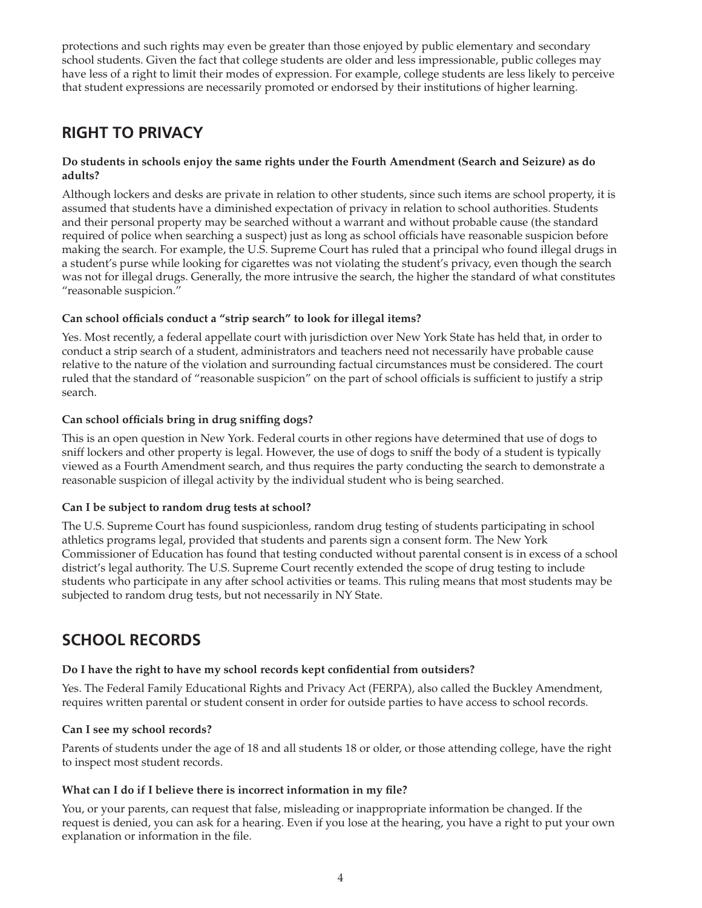protections and such rights may even be greater than those enjoyed by public elementary and secondary school students. Given the fact that college students are older and less impressionable, public colleges may have less of a right to limit their modes of expression. For example, college students are less likely to perceive that student expressions are necessarily promoted or endorsed by their institutions of higher learning.

## RIGHT TO PRIVACY

**Do students in schools enjoy the same rights under the Fourth Amendment (Search and Seizure) as do adults?**

Although lockers and desks are private in relation to other students, since such items are school property, it is assumed that students have a diminished expectation of privacy in relation to school authorities. Students and their personal property may be searched without a warrant and without probable cause (the standard required of police when searching a suspect) just as long as school officials have reasonable suspicion before making the search. For example, the U.S. Supreme Court has ruled that a principal who found illegal drugs in a student's purse while looking for cigarettes was not violating the student's privacy, even though the search was not for illegal drugs. Generally, the more intrusive the search, the higher the standard of what constitutes "reasonable suspicion."

**Can school officials conduct a "strip search" to look for illegal items?**

Yes. Most recently, a federal appellate court with jurisdiction over New York State has held that, in order to conduct a strip search of a student, administrators and teachers need not necessarily have probable cause relative to the nature of the violation and surrounding factual circumstances must be considered. The court ruled that the standard of "reasonable suspicion" on the part of school officials is sufficient to justify a strip search.

**Can school officials bring in drug sniffing dogs?**

This is an open question in New York. Federal courts in other regions have determined that use of dogs to sniff lockers and other property is legal. However, the use of dogs to sniff the body of a student is typically viewed as a Fourth Amendment search, and thus requires the party conducting the search to demonstrate a reasonable suspicion of illegal activity by the individual student who is being searched.

**Can I be subject to random drug tests at school?**

The U.S. Supreme Court has found suspicionless, random drug testing of students participating in school athletics programs legal, provided that students and parents sign a consent form. The New York Commissioner of Education has found that testing conducted without parental consent is in excess of a school district's legal authority. The U.S. Supreme Court recently extended the scope of drug testing to include students who participate in any after school activities or teams. This ruling means that most students may be subjected to random drug tests, but not necessarily in NY State.

## SCHOOL RECORDS

**Do I have the right to have my school records kept confidential from outsiders?**

Yes. The Federal Family Educational Rights and Privacy Act (FERPA), also called the Buckley Amendment, requires written parental or student consent in order for outside parties to have access to school records.

**Can I see my school records?**

Parents of students under the age of 18 and all students 18 or older, or those attending college, have the right to inspect most student records.

**What can I do if I believe there is incorrect information in my file?**

You, or your parents, can request that false, misleading or inappropriate information be changed. If the request is denied, you can ask for a hearing. Even if you lose at the hearing, you have a right to put your own explanation or information in the file.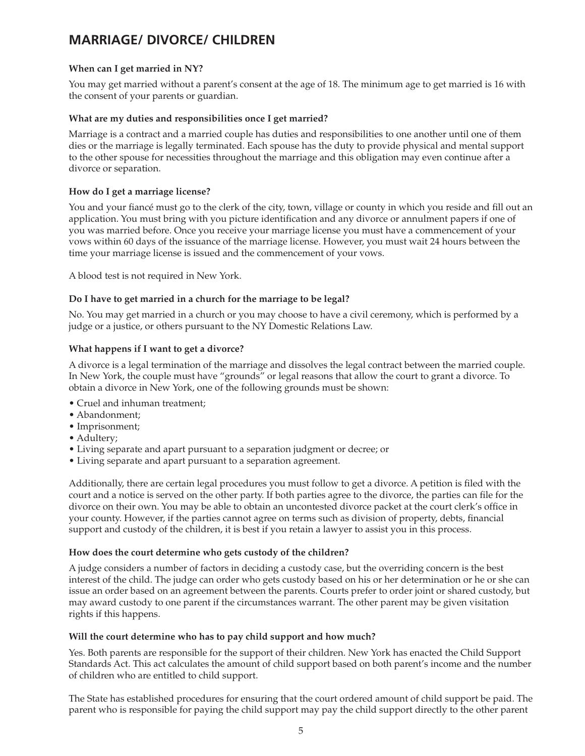## MARRIAGE/ DIVORCE/ CHILDREN

**When can I get married in NY?**

You may get married without a parent's consent at the age of 18. The minimum age to get married is 16 with the consent of your parents or guardian.

**What are my duties and responsibilities once I get married?**

Marriage is a contract and a married couple has duties and responsibilities to one another until one of them dies or the marriage is legally terminated. Each spouse has the duty to provide physical and mental support to the other spouse for necessities throughout the marriage and this obligation may even continue after a divorce or separation.

**How do I get a marriage license?**

You and your fiancé must go to the clerk of the city, town, village or county in which you reside and fill out an application. You must bring with you picture identification and any divorce or annulment papers if one of you was married before. Once you receive your marriage license you must have a commencement of your vows within 60 days of the issuance of the marriage license. However, you must wait 24 hours between the time your marriage license is issued and the commencement of your vows.

A blood test is not required in New York.

**Do I have to get married in a church for the marriage to be legal?**

No. You may get married in a church or you may choose to have a civil ceremony, which is performed by a judge or a justice, or others pursuant to the NY Domestic Relations Law.

**What happens if I want to get a divorce?**

A divorce is a legal termination of the marriage and dissolves the legal contract between the married couple. In New York, the couple must have "grounds" or legal reasons that allow the court to grant a divorce. To obtain a divorce in New York, one of the following grounds must be shown:

- Cruel and inhuman treatment;
- Abandonment;
- Imprisonment;
- Adultery;
- Living separate and apart pursuant to a separation judgment or decree; or
- Living separate and apart pursuant to a separation agreement.

Additionally, there are certain legal procedures you must follow to get a divorce. A petition is filed with the court and a notice is served on the other party. If both parties agree to the divorce, the parties can file for the divorce on their own. You may be able to obtain an uncontested divorce packet at the court clerk's office in your county. However, if the parties cannot agree on terms such as division of property, debts, financial support and custody of the children, it is best if you retain a lawyer to assist you in this process.

**How does the court determine who gets custody of the children?**

A judge considers a number of factors in deciding a custody case, but the overriding concern is the best interest of the child. The judge can order who gets custody based on his or her determination or he or she can issue an order based on an agreement between the parents. Courts prefer to order joint or shared custody, but may award custody to one parent if the circumstances warrant. The other parent may be given visitation rights if this happens.

**Will the court determine who has to pay child support and how much?**

Yes. Both parents are responsible for the support of their children. New York has enacted the Child Support Standards Act. This act calculates the amount of child support based on both parent's income and the number of children who are entitled to child support.

The State has established procedures for ensuring that the court ordered amount of child support be paid. The parent who is responsible for paying the child support may pay the child support directly to the other parent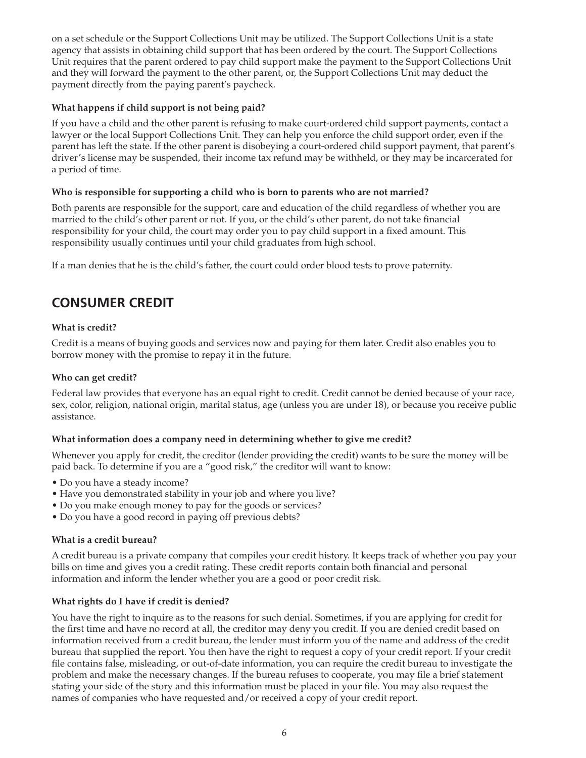on a set schedule or the Support Collections Unit may be utilized. The Support Collections Unit is a state agency that assists in obtaining child support that has been ordered by the court. The Support Collections Unit requires that the parent ordered to pay child support make the payment to the Support Collections Unit and they will forward the payment to the other parent, or, the Support Collections Unit may deduct the payment directly from the paying parent's paycheck.

**What happens if child support is not being paid?**

If you have a child and the other parent is refusing to make court-ordered child support payments, contact a lawyer or the local Support Collections Unit. They can help you enforce the child support order, even if the parent has left the state. If the other parent is disobeying a court-ordered child support payment, that parent's driver's license may be suspended, their income tax refund may be withheld, or they may be incarcerated for a period of time.

**Who is responsible for supporting a child who is born to parents who are not married?**

Both parents are responsible for the support, care and education of the child regardless of whether you are married to the child's other parent or not. If you, or the child's other parent, do not take financial responsibility for your child, the court may order you to pay child support in a fixed amount. This responsibility usually continues until your child graduates from high school.

If a man denies that he is the child's father, the court could order blood tests to prove paternity.

## CONSUMER CREDIT

**What is credit?**

Credit is a means of buying goods and services now and paying for them later. Credit also enables you to borrow money with the promise to repay it in the future.

**Who can get credit?**

Federal law provides that everyone has an equal right to credit. Credit cannot be denied because of your race, sex, color, religion, national origin, marital status, age (unless you are under 18), or because you receive public assistance.

**What information does a company need in determining whether to give me credit?**

Whenever you apply for credit, the creditor (lender providing the credit) wants to be sure the money will be paid back. To determine if you are a "good risk," the creditor will want to know:

- Do you have a steady income?
- Have you demonstrated stability in your job and where you live?
- Do you make enough money to pay for the goods or services?
- Do you have a good record in paying off previous debts?

**What is a credit bureau?**

A credit bureau is a private company that compiles your credit history. It keeps track of whether you pay your bills on time and gives you a credit rating. These credit reports contain both financial and personal information and inform the lender whether you are a good or poor credit risk.

**What rights do I have if credit is denied?**

You have the right to inquire as to the reasons for such denial. Sometimes, if you are applying for credit for the first time and have no record at all, the creditor may deny you credit. If you are denied credit based on information received from a credit bureau, the lender must inform you of the name and address of the credit bureau that supplied the report. You then have the right to request a copy of your credit report. If your credit file contains false, misleading, or out-of-date information, you can require the credit bureau to investigate the problem and make the necessary changes. If the bureau refuses to cooperate, you may file a brief statement stating your side of the story and this information must be placed in your file. You may also request the names of companies who have requested and/or received a copy of your credit report.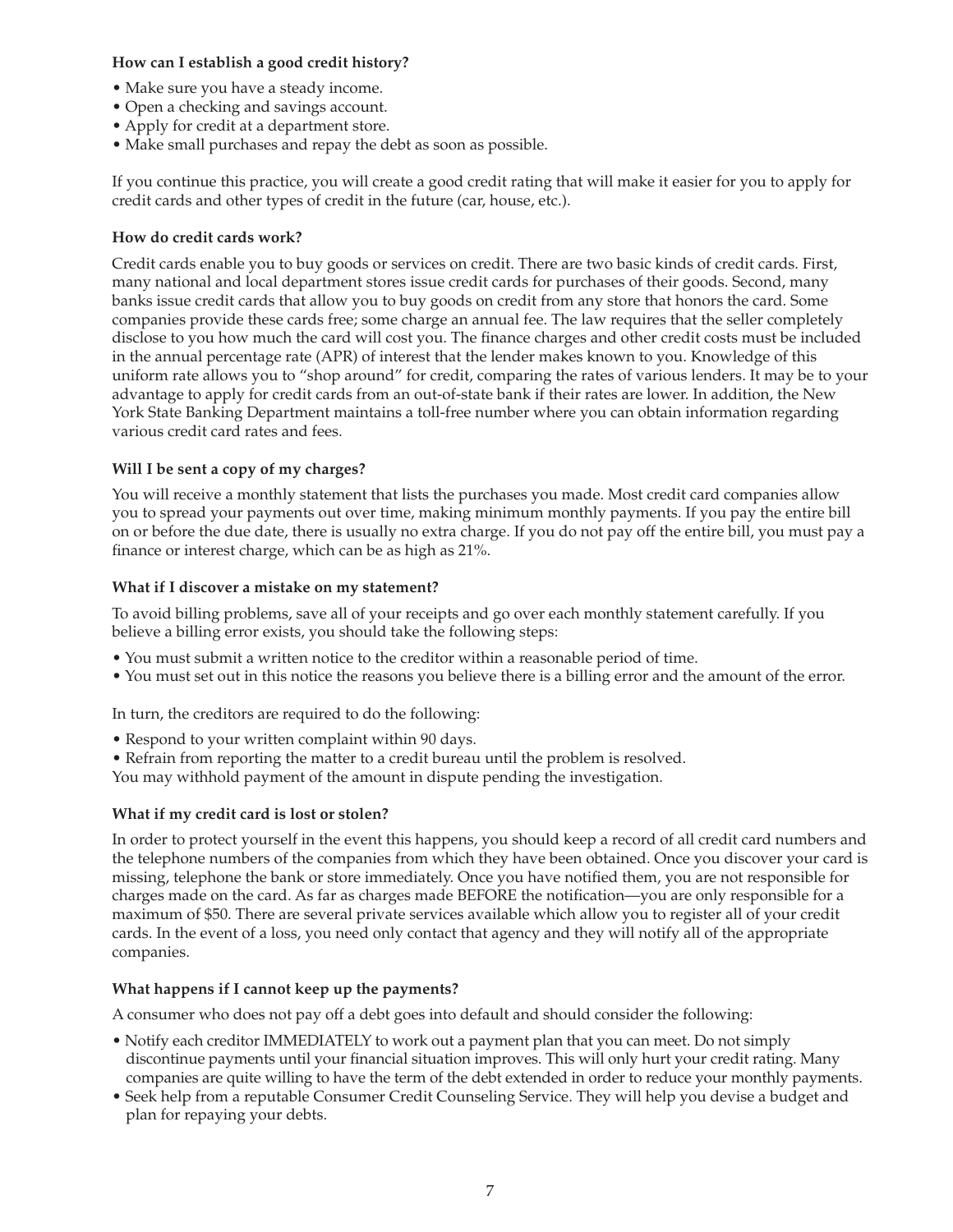### How can I establish a good credit history?

- Make sure you have a steady income.
- Open a checking and savings account.
- Apply for credit at a department store.
- Make small purchases and repay the debt as soon as possible.

If you continue this practice, you will create a good credit rating that will make it easier for you to apply for credit cards and other types of credit in the future (car, house, etc.).

### How do credit cards work?

Credit cards enable you to buy goods or services on credit. There are two basic kinds of credit cards. First, many national and local department stores issue credit cards for purchases of their goods. Second, many banks issue credit cards that allow you to buy goods on credit from any store that honors the card. Some companies provide these cards free; some charge an annual fee. The law requires that the seller completely disclose to you how much the card will cost you. The finance charges and other credit costs must be included in the annual percentage rate (APR) of interest that the lender makes known to you. Knowledge of this uniform rate allows you to "shop around" for credit, comparing the rates of various lenders. It may be to your advantage to apply for credit cards from an out-of-state bank if their rates are lower. In addition, the New York State Banking Department maintains a toll-free number where you can obtain information regarding various credit card rates and fees.

### Will I be sent a copy of my charges?

You will receive a monthly statement that lists the purchases you made. Most credit card companies allow you to spread your payments out over time, making minimum monthly payments. If you pay the entire bill on or before the due date, there is usually no extra charge. If you do not pay off the entire bill, you must pay a finance or interest charge, which can be as high as 21%.

### What if I discover a mistake on my statement?

To avoid billing problems, save all of your receipts and go over each monthly statement carefully. If you believe a billing error exists, you should take the following steps:

- You must submit a written notice to the creditor within a reasonable period of time.
- You must set out in this notice the reasons you believe there is a billing error and the amount of the error.

In turn, the creditors are required to do the following:

- Respond to your written complaint within 90 days.
- Refrain from reporting the matter to a credit bureau until the problem is resolved.

You may withhold payment of the amount in dispute pending the investigation.

### What if my credit card is lost or stolen?

In order to protect yourself in the event this happens, you should keep a record of all credit card numbers and the telephone numbers of the companies from which they have been obtained. Once you discover your card is missing, telephone the bank or store immediately. Once you have notified them, you are not responsible for charges made on the card. As far as charges made BEFORE the notification—you are only responsible for a maximum of $50. There are several private services available which allow you to register all of your credit cards. In the event of a loss, you need only contact that agency and they will notify all of the appropriate companies.

### What happens if I cannot keep up the payments?

A consumer who does not pay off a debt goes into default and should consider the following:

- Notify each creditor IMMEDIATELY to work out a payment plan that you can meet. Do not simply discontinue payments until your financial situation improves. This will only hurt your credit rating. Many companies are quite willing to have the term of the debt extended in order to reduce your monthly payments.
- Seek help from a reputable Consumer Credit Counseling Service. They will help you devise a budget and plan for repaying your debts.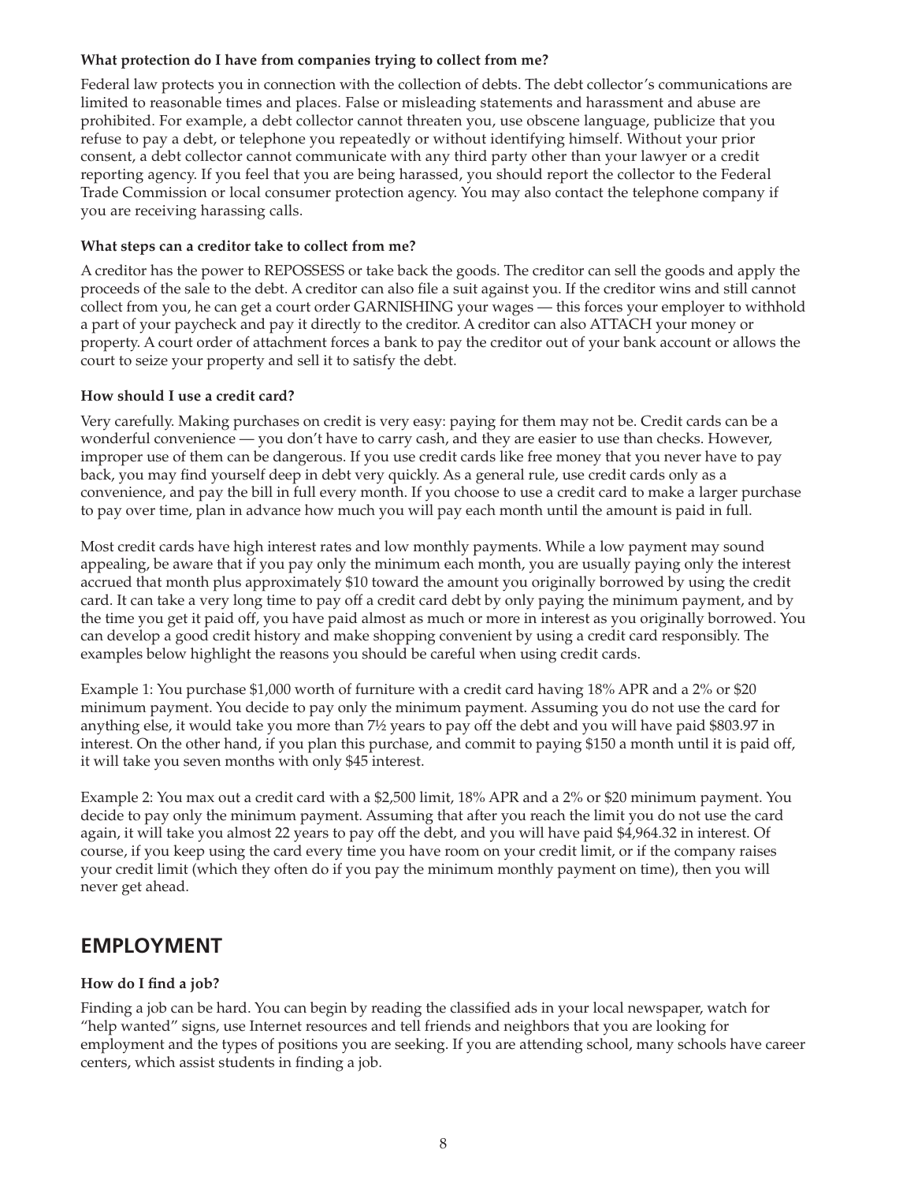**What protection do I have from companies trying to collect from me?**

Federal law protects you in connection with the collection of debts. The debt collector's communications are limited to reasonable times and places. False or misleading statements and harassment and abuse are prohibited. For example, a debt collector cannot threaten you, use obscene language, publicize that you refuse to pay a debt, or telephone you repeatedly or without identifying himself. Without your prior consent, a debt collector cannot communicate with any third party other than your lawyer or a credit reporting agency. If you feel that you are being harassed, you should report the collector to the Federal Trade Commission or local consumer protection agency. You may also contact the telephone company if you are receiving harassing calls.

**What steps can a creditor take to collect from me?**

A creditor has the power to REPOSSESS or take back the goods. The creditor can sell the goods and apply the proceeds of the sale to the debt. A creditor can also file a suit against you. If the creditor wins and still cannot collect from you, he can get a court order GARNISHING your wages — this forces your employer to withhold a part of your paycheck and pay it directly to the creditor. A creditor can also ATTACH your money or property. A court order of attachment forces a bank to pay the creditor out of your bank account or allows the court to seize your property and sell it to satisfy the debt.

**How should I use a credit card?**

Very carefully. Making purchases on credit is very easy: paying for them may not be. Credit cards can be a wonderful convenience — you don't have to carry cash, and they are easier to use than checks. However, improper use of them can be dangerous. If you use credit cards like free money that you never have to pay back, you may find yourself deep in debt very quickly. As a general rule, use credit cards only as a convenience, and pay the bill in full every month. If you choose to use a credit card to make a larger purchase to pay over time, plan in advance how much you will pay each month until the amount is paid in full.

Most credit cards have high interest rates and low monthly payments. While a low payment may sound appealing, be aware that if you pay only the minimum each month, you are usually paying only the interest accrued that month plus approximately $10 toward the amount you originally borrowed by using the credit card. It can take a very long time to pay off a credit card debt by only paying the minimum payment, and by the time you get it paid off, you have paid almost as much or more in interest as you originally borrowed. You can develop a good credit history and make shopping convenient by using a credit card responsibly. The examples below highlight the reasons you should be careful when using credit cards.

Example 1: You purchase $1,000 worth of furniture with a credit card having 18% APR and a 2% or $20 minimum payment. You decide to pay only the minimum payment. Assuming you do not use the card for anything else, it would take you more than 7½ years to pay off the debt and you will have paid $803.97 in interest. On the other hand, if you plan this purchase, and commit to paying $150 a month until it is paid off, it will take you seven months with only $45 interest.

Example 2: You max out a credit card with a $2,500 limit, 18% APR and a 2% or $20 minimum payment. You decide to pay only the minimum payment. Assuming that after you reach the limit you do not use the card again, it will take you almost 22 years to pay off the debt, and you will have paid $4,964.32 in interest. Of course, if you keep using the card every time you have room on your credit limit, or if the company raises your credit limit (which they often do if you pay the minimum monthly payment on time), then you will never get ahead.

## EMPLOYMENT

**How do I find a job?**

Finding a job can be hard. You can begin by reading the classified ads in your local newspaper, watch for "help wanted" signs, use Internet resources and tell friends and neighbors that you are looking for employment and the types of positions you are seeking. If you are attending school, many schools have career centers, which assist students in finding a job.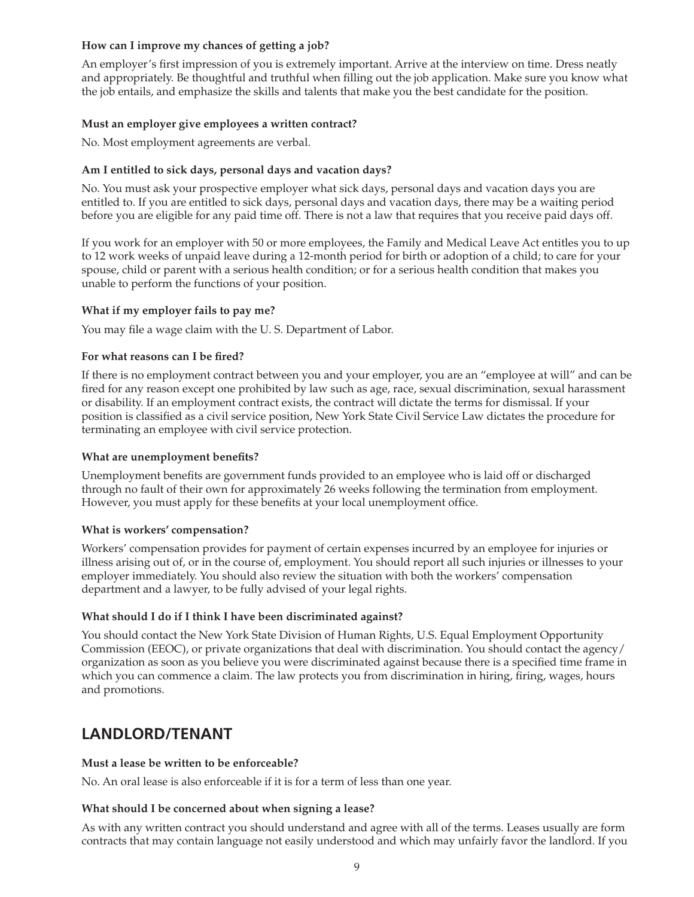**How can I improve my chances of getting a job?**

An employer's first impression of you is extremely important. Arrive at the interview on time. Dress neatly and appropriately. Be thoughtful and truthful when filling out the job application. Make sure you know what the job entails, and emphasize the skills and talents that make you the best candidate for the position.

**Must an employer give employees a written contract?**

No. Most employment agreements are verbal.

**Am I entitled to sick days, personal days and vacation days?**

No. You must ask your prospective employer what sick days, personal days and vacation days you are entitled to. If you are entitled to sick days, personal days and vacation days, there may be a waiting period before you are eligible for any paid time off. There is not a law that requires that you receive paid days off.

If you work for an employer with 50 or more employees, the Family and Medical Leave Act entitles you to up to 12 work weeks of unpaid leave during a 12-month period for birth or adoption of a child; to care for your spouse, child or parent with a serious health condition; or for a serious health condition that makes you unable to perform the functions of your position.

**What if my employer fails to pay me?**

You may file a wage claim with the U. S. Department of Labor.

**For what reasons can I be fired?**

If there is no employment contract between you and your employer, you are an "employee at will" and can be fired for any reason except one prohibited by law such as age, race, sexual discrimination, sexual harassment or disability. If an employment contract exists, the contract will dictate the terms for dismissal. If your position is classified as a civil service position, New York State Civil Service Law dictates the procedure for terminating an employee with civil service protection.

**What are unemployment benefits?**

Unemployment benefits are government funds provided to an employee who is laid off or discharged through no fault of their own for approximately 26 weeks following the termination from employment. However, you must apply for these benefits at your local unemployment office.

**What is workers' compensation?**

Workers' compensation provides for payment of certain expenses incurred by an employee for injuries or illness arising out of, or in the course of, employment. You should report all such injuries or illnesses to your employer immediately. You should also review the situation with both the workers' compensation department and a lawyer, to be fully advised of your legal rights.

**What should I do if I think I have been discriminated against?**

You should contact the New York State Division of Human Rights, U.S. Equal Employment Opportunity Commission (EEOC), or private organizations that deal with discrimination. You should contact the agency/organization as soon as you believe you were discriminated against because there is a specified time frame in which you can commence a claim. The law protects you from discrimination in hiring, firing, wages, hours and promotions.

## LANDLORD/TENANT

**Must a lease be written to be enforceable?**

No. An oral lease is also enforceable if it is for a term of less than one year.

**What should I be concerned about when signing a lease?**

As with any written contract you should understand and agree with all of the terms. Leases usually are form contracts that may contain language not easily understood and which may unfairly favor the landlord. If you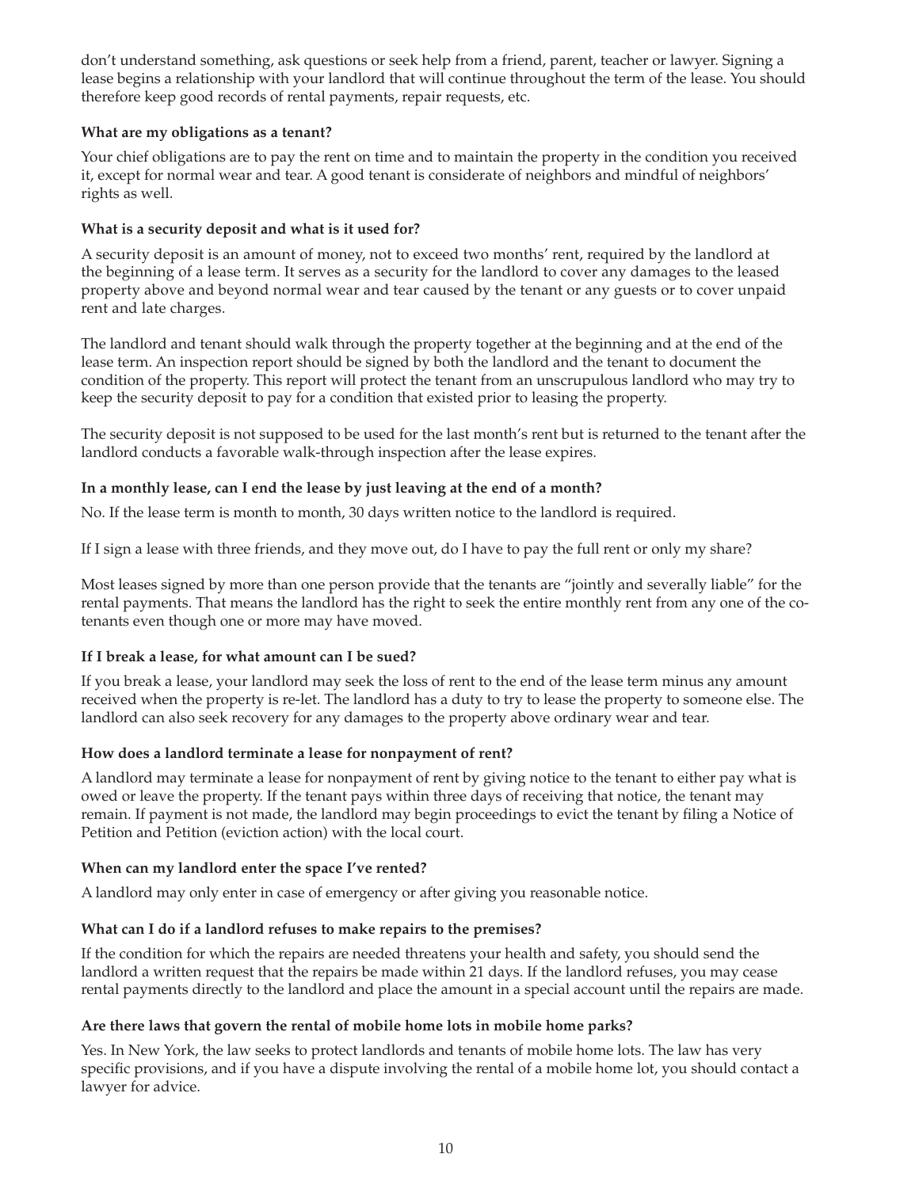don't understand something, ask questions or seek help from a friend, parent, teacher or lawyer. Signing a lease begins a relationship with your landlord that will continue throughout the term of the lease. You should therefore keep good records of rental payments, repair requests, etc.

**What are my obligations as a tenant?**

Your chief obligations are to pay the rent on time and to maintain the property in the condition you received it, except for normal wear and tear. A good tenant is considerate of neighbors and mindful of neighbors' rights as well.

**What is a security deposit and what is it used for?**

A security deposit is an amount of money, not to exceed two months' rent, required by the landlord at the beginning of a lease term. It serves as a security for the landlord to cover any damages to the leased property above and beyond normal wear and tear caused by the tenant or any guests or to cover unpaid rent and late charges.

The landlord and tenant should walk through the property together at the beginning and at the end of the lease term. An inspection report should be signed by both the landlord and the tenant to document the condition of the property. This report will protect the tenant from an unscrupulous landlord who may try to keep the security deposit to pay for a condition that existed prior to leasing the property.

The security deposit is not supposed to be used for the last month's rent but is returned to the tenant after the landlord conducts a favorable walk-through inspection after the lease expires.

**In a monthly lease, can I end the lease by just leaving at the end of a month?**

No. If the lease term is month to month, 30 days written notice to the landlord is required.

If I sign a lease with three friends, and they move out, do I have to pay the full rent or only my share?

Most leases signed by more than one person provide that the tenants are "jointly and severally liable" for the rental payments. That means the landlord has the right to seek the entire monthly rent from any one of the co-tenants even though one or more may have moved.

**If I break a lease, for what amount can I be sued?**

If you break a lease, your landlord may seek the loss of rent to the end of the lease term minus any amount received when the property is re-let. The landlord has a duty to try to lease the property to someone else. The landlord can also seek recovery for any damages to the property above ordinary wear and tear.

**How does a landlord terminate a lease for nonpayment of rent?**

A landlord may terminate a lease for nonpayment of rent by giving notice to the tenant to either pay what is owed or leave the property. If the tenant pays within three days of receiving that notice, the tenant may remain. If payment is not made, the landlord may begin proceedings to evict the tenant by filing a Notice of Petition and Petition (eviction action) with the local court.

**When can my landlord enter the space I've rented?**

A landlord may only enter in case of emergency or after giving you reasonable notice.

**What can I do if a landlord refuses to make repairs to the premises?**

If the condition for which the repairs are needed threatens your health and safety, you should send the landlord a written request that the repairs be made within 21 days. If the landlord refuses, you may cease rental payments directly to the landlord and place the amount in a special account until the repairs are made.

**Are there laws that govern the rental of mobile home lots in mobile home parks?**

Yes. In New York, the law seeks to protect landlords and tenants of mobile home lots. The law has very specific provisions, and if you have a dispute involving the rental of a mobile home lot, you should contact a lawyer for advice.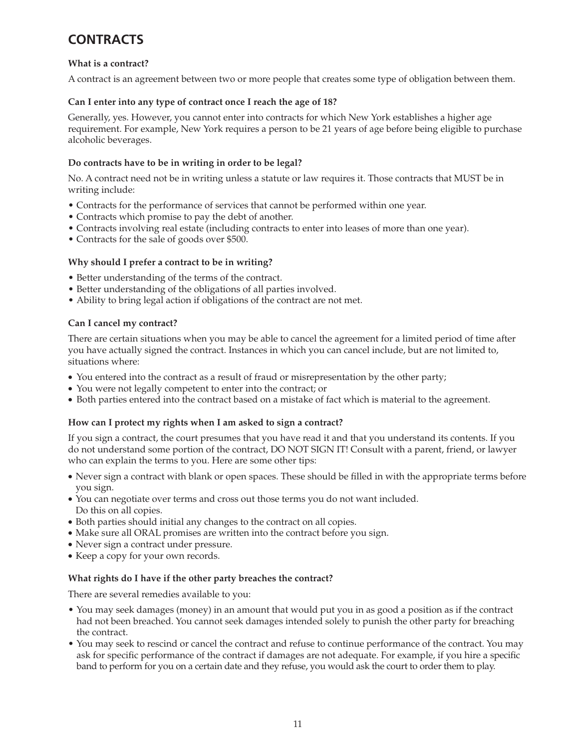# CONTRACTS

**What is a contract?**

A contract is an agreement between two or more people that creates some type of obligation between them.

**Can I enter into any type of contract once I reach the age of 18?**

Generally, yes. However, you cannot enter into contracts for which New York establishes a higher age requirement. For example, New York requires a person to be 21 years of age before being eligible to purchase alcoholic beverages.

**Do contracts have to be in writing in order to be legal?**

No. A contract need not be in writing unless a statute or law requires it. Those contracts that MUST be in writing include:

- Contracts for the performance of services that cannot be performed within one year.
- Contracts which promise to pay the debt of another.
- Contracts involving real estate (including contracts to enter into leases of more than one year).
- Contracts for the sale of goods over $500.

**Why should I prefer a contract to be in writing?**

- Better understanding of the terms of the contract.
- Better understanding of the obligations of all parties involved.
- Ability to bring legal action if obligations of the contract are not met.

**Can I cancel my contract?**

There are certain situations when you may be able to cancel the agreement for a limited period of time after you have actually signed the contract. Instances in which you can cancel include, but are not limited to, situations where:

- You entered into the contract as a result of fraud or misrepresentation by the other party;
- You were not legally competent to enter into the contract; or
- Both parties entered into the contract based on a mistake of fact which is material to the agreement.

**How can I protect my rights when I am asked to sign a contract?**

If you sign a contract, the court presumes that you have read it and that you understand its contents. If you do not understand some portion of the contract, DO NOT SIGN IT! Consult with a parent, friend, or lawyer who can explain the terms to you. Here are some other tips:

- Never sign a contract with blank or open spaces. These should be filled in with the appropriate terms before you sign.
- You can negotiate over terms and cross out those terms you do not want included. Do this on all copies.
- Both parties should initial any changes to the contract on all copies.
- Make sure all ORAL promises are written into the contract before you sign.
- Never sign a contract under pressure.
- Keep a copy for your own records.

**What rights do I have if the other party breaches the contract?**

There are several remedies available to you:

- You may seek damages (money) in an amount that would put you in as good a position as if the contract had not been breached. You cannot seek damages intended solely to punish the other party for breaching the contract.
- You may seek to rescind or cancel the contract and refuse to continue performance of the contract. You may ask for specific performance of the contract if damages are not adequate. For example, if you hire a specific band to perform for you on a certain date and they refuse, you would ask the court to order them to play.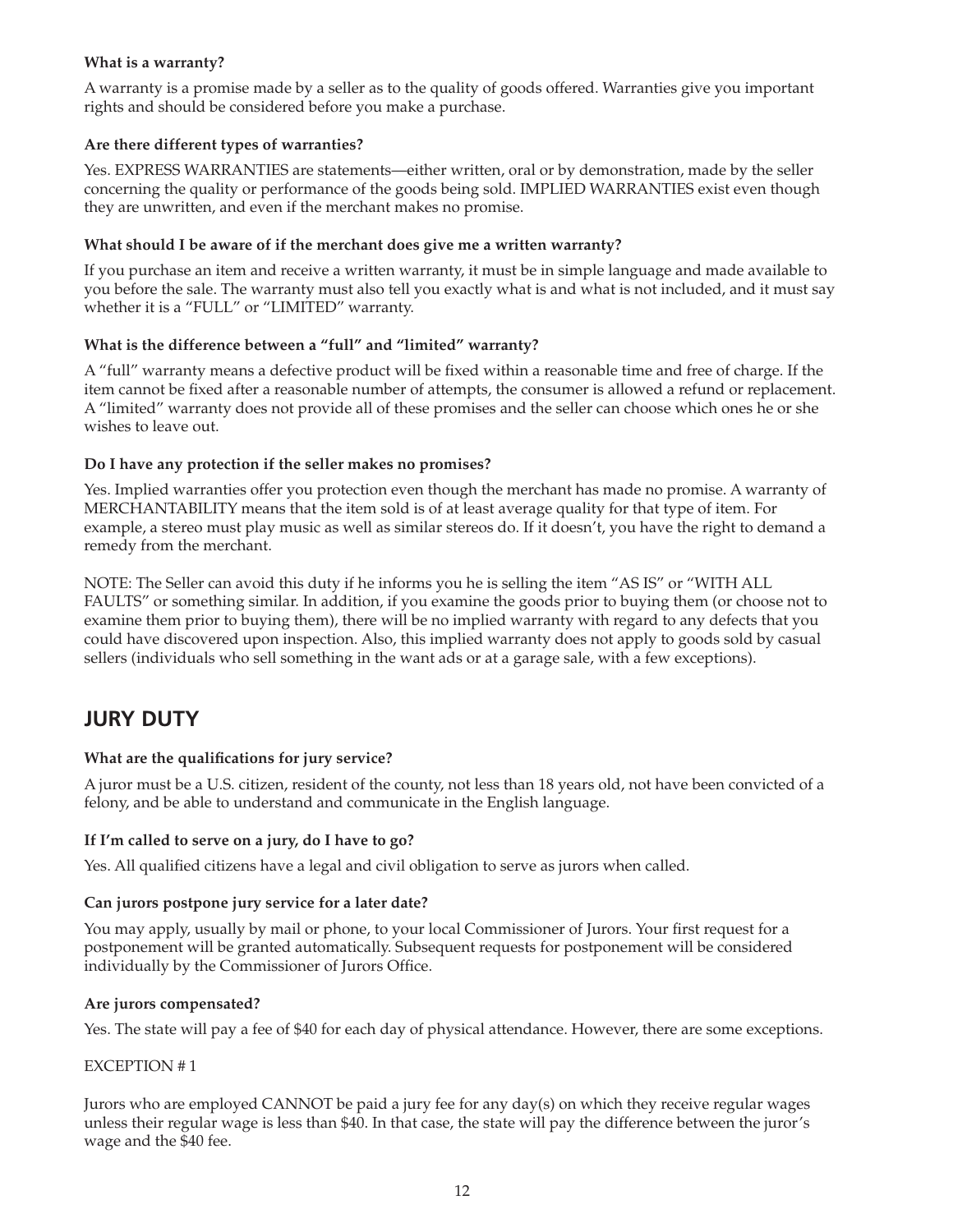**What is a warranty?**

A warranty is a promise made by a seller as to the quality of goods offered. Warranties give you important rights and should be considered before you make a purchase.

**Are there different types of warranties?**

Yes. EXPRESS WARRANTIES are statements—either written, oral or by demonstration, made by the seller concerning the quality or performance of the goods being sold. IMPLIED WARRANTIES exist even though they are unwritten, and even if the merchant makes no promise.

**What should I be aware of if the merchant does give me a written warranty?**

If you purchase an item and receive a written warranty, it must be in simple language and made available to you before the sale. The warranty must also tell you exactly what is and what is not included, and it must say whether it is a "FULL" or "LIMITED" warranty.

**What is the difference between a "full" and "limited" warranty?**

A "full" warranty means a defective product will be fixed within a reasonable time and free of charge. If the item cannot be fixed after a reasonable number of attempts, the consumer is allowed a refund or replacement. A "limited" warranty does not provide all of these promises and the seller can choose which ones he or she wishes to leave out.

**Do I have any protection if the seller makes no promises?**

Yes. Implied warranties offer you protection even though the merchant has made no promise. A warranty of MERCHANTABILITY means that the item sold is of at least average quality for that type of item. For example, a stereo must play music as well as similar stereos do. If it doesn't, you have the right to demand a remedy from the merchant.

NOTE: The Seller can avoid this duty if he informs you he is selling the item "AS IS" or "WITH ALL FAULTS" or something similar. In addition, if you examine the goods prior to buying them (or choose not to examine them prior to buying them), there will be no implied warranty with regard to any defects that you could have discovered upon inspection. Also, this implied warranty does not apply to goods sold by casual sellers (individuals who sell something in the want ads or at a garage sale, with a few exceptions).

## JURY DUTY

**What are the qualifications for jury service?**

A juror must be a U.S. citizen, resident of the county, not less than 18 years old, not have been convicted of a felony, and be able to understand and communicate in the English language.

**If I'm called to serve on a jury, do I have to go?**

Yes. All qualified citizens have a legal and civil obligation to serve as jurors when called.

**Can jurors postpone jury service for a later date?**

You may apply, usually by mail or phone, to your local Commissioner of Jurors. Your first request for a postponement will be granted automatically. Subsequent requests for postponement will be considered individually by the Commissioner of Jurors Office.

**Are jurors compensated?**

Yes. The state will pay a fee of $40 for each day of physical attendance. However, there are some exceptions.

EXCEPTION # 1

Jurors who are employed CANNOT be paid a jury fee for any day(s) on which they receive regular wages unless their regular wage is less than $40. In that case, the state will pay the difference between the juror's wage and the $40 fee.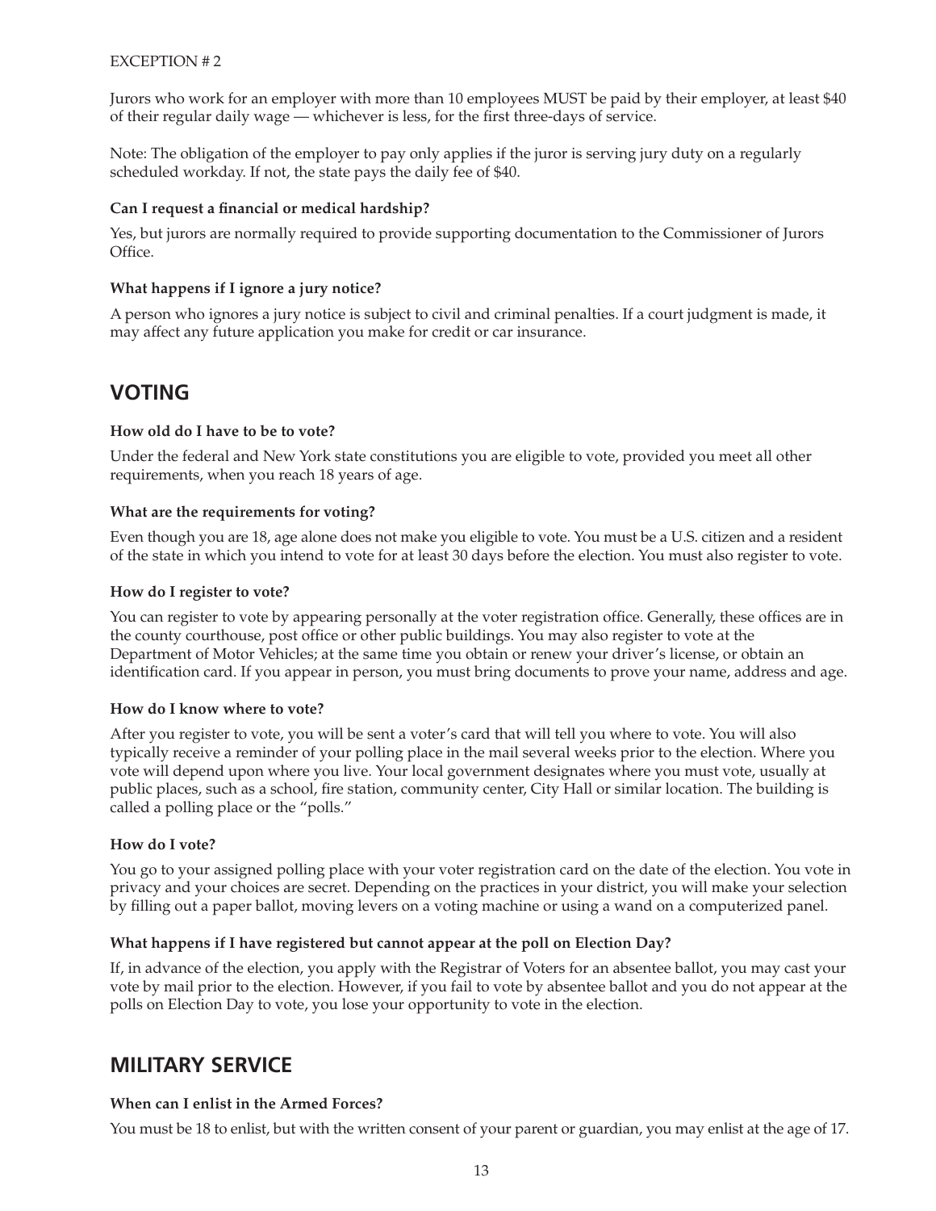EXCEPTION # 2

Jurors who work for an employer with more than 10 employees MUST be paid by their employer, at least $40 of their regular daily wage — whichever is less, for the first three-days of service.

Note: The obligation of the employer to pay only applies if the juror is serving jury duty on a regularly scheduled workday. If not, the state pays the daily fee of $40.

**Can I request a financial or medical hardship?**

Yes, but jurors are normally required to provide supporting documentation to the Commissioner of Jurors Office.

**What happens if I ignore a jury notice?**

A person who ignores a jury notice is subject to civil and criminal penalties. If a court judgment is made, it may affect any future application you make for credit or car insurance.

## VOTING

**How old do I have to be to vote?**

Under the federal and New York state constitutions you are eligible to vote, provided you meet all other requirements, when you reach 18 years of age.

**What are the requirements for voting?**

Even though you are 18, age alone does not make you eligible to vote. You must be a U.S. citizen and a resident of the state in which you intend to vote for at least 30 days before the election. You must also register to vote.

**How do I register to vote?**

You can register to vote by appearing personally at the voter registration office. Generally, these offices are in the county courthouse, post office or other public buildings. You may also register to vote at the Department of Motor Vehicles; at the same time you obtain or renew your driver's license, or obtain an identification card. If you appear in person, you must bring documents to prove your name, address and age.

**How do I know where to vote?**

After you register to vote, you will be sent a voter's card that will tell you where to vote. You will also typically receive a reminder of your polling place in the mail several weeks prior to the election. Where you vote will depend upon where you live. Your local government designates where you must vote, usually at public places, such as a school, fire station, community center, City Hall or similar location. The building is called a polling place or the "polls."

**How do I vote?**

You go to your assigned polling place with your voter registration card on the date of the election. You vote in privacy and your choices are secret. Depending on the practices in your district, you will make your selection by filling out a paper ballot, moving levers on a voting machine or using a wand on a computerized panel.

**What happens if I have registered but cannot appear at the poll on Election Day?**

If, in advance of the election, you apply with the Registrar of Voters for an absentee ballot, you may cast your vote by mail prior to the election. However, if you fail to vote by absentee ballot and you do not appear at the polls on Election Day to vote, you lose your opportunity to vote in the election.

## MILITARY SERVICE

**When can I enlist in the Armed Forces?**

You must be 18 to enlist, but with the written consent of your parent or guardian, you may enlist at the age of 17.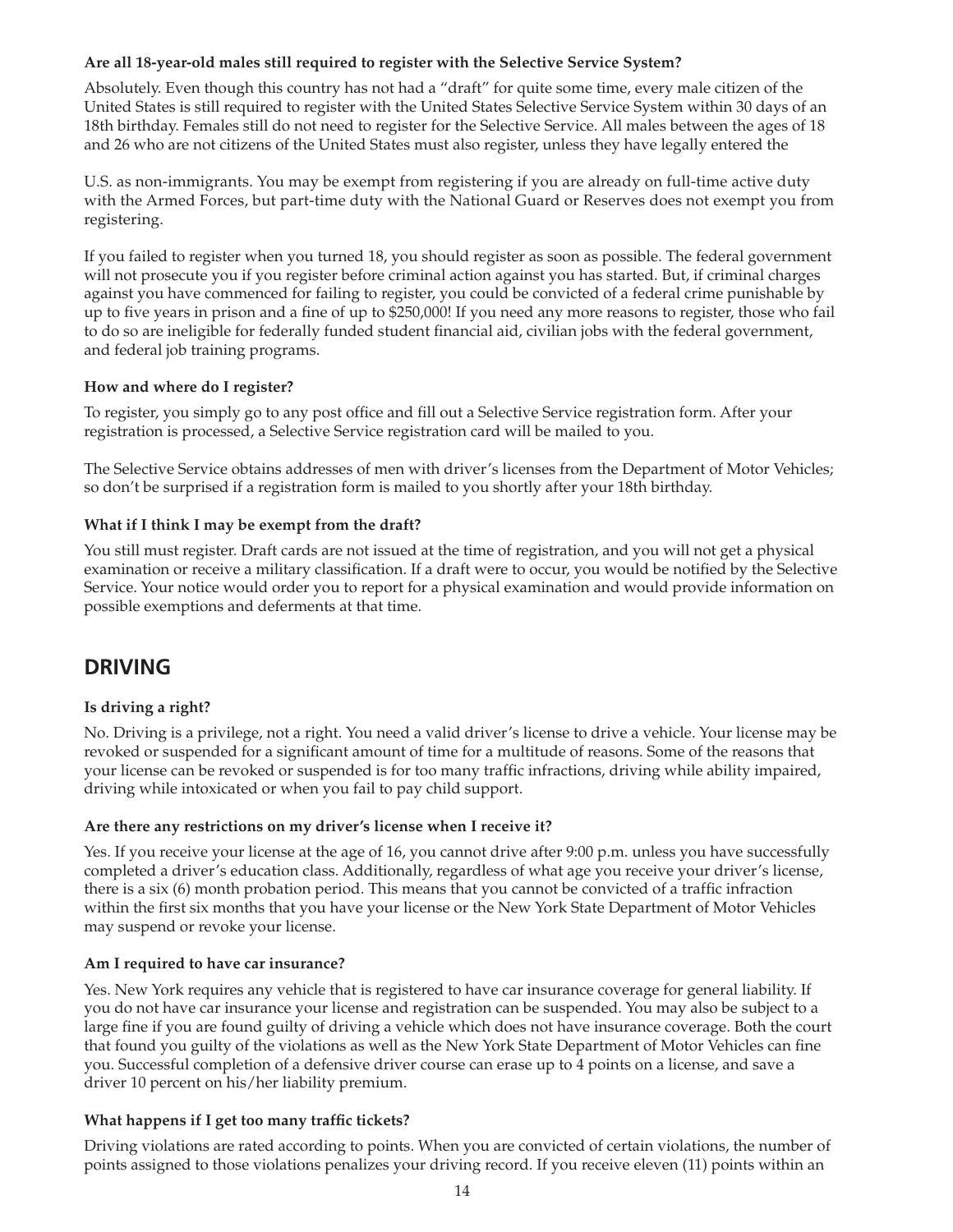**Are all 18-year-old males still required to register with the Selective Service System?**

Absolutely. Even though this country has not had a "draft" for quite some time, every male citizen of the United States is still required to register with the United States Selective Service System within 30 days of an 18th birthday. Females still do not need to register for the Selective Service. All males between the ages of 18 and 26 who are not citizens of the United States must also register, unless they have legally entered the U.S. as non-immigrants. You may be exempt from registering if you are already on full-time active duty with the Armed Forces, but part-time duty with the National Guard or Reserves does not exempt you from registering.

If you failed to register when you turned 18, you should register as soon as possible. The federal government will not prosecute you if you register before criminal action against you has started. But, if criminal charges against you have commenced for failing to register, you could be convicted of a federal crime punishable by up to five years in prison and a fine of up to $250,000! If you need any more reasons to register, those who fail to do so are ineligible for federally funded student financial aid, civilian jobs with the federal government, and federal job training programs.

**How and where do I register?**

To register, you simply go to any post office and fill out a Selective Service registration form. After your registration is processed, a Selective Service registration card will be mailed to you.

The Selective Service obtains addresses of men with driver's licenses from the Department of Motor Vehicles; so don't be surprised if a registration form is mailed to you shortly after your 18th birthday.

**What if I think I may be exempt from the draft?**

You still must register. Draft cards are not issued at the time of registration, and you will not get a physical examination or receive a military classification. If a draft were to occur, you would be notified by the Selective Service. Your notice would order you to report for a physical examination and would provide information on possible exemptions and deferments at that time.

## DRIVING

**Is driving a right?**

No. Driving is a privilege, not a right. You need a valid driver's license to drive a vehicle. Your license may be revoked or suspended for a significant amount of time for a multitude of reasons. Some of the reasons that your license can be revoked or suspended is for too many traffic infractions, driving while ability impaired, driving while intoxicated or when you fail to pay child support.

**Are there any restrictions on my driver's license when I receive it?**

Yes. If you receive your license at the age of 16, you cannot drive after 9:00 p.m. unless you have successfully completed a driver's education class. Additionally, regardless of what age you receive your driver's license, there is a six (6) month probation period. This means that you cannot be convicted of a traffic infraction within the first six months that you have your license or the New York State Department of Motor Vehicles may suspend or revoke your license.

**Am I required to have car insurance?**

Yes. New York requires any vehicle that is registered to have car insurance coverage for general liability. If you do not have car insurance your license and registration can be suspended. You may also be subject to a large fine if you are found guilty of driving a vehicle which does not have insurance coverage. Both the court that found you guilty of the violations as well as the New York State Department of Motor Vehicles can fine you. Successful completion of a defensive driver course can erase up to 4 points on a license, and save a driver 10 percent on his/her liability premium.

**What happens if I get too many traffic tickets?**

Driving violations are rated according to points. When you are convicted of certain violations, the number of points assigned to those violations penalizes your driving record. If you receive eleven (11) points within an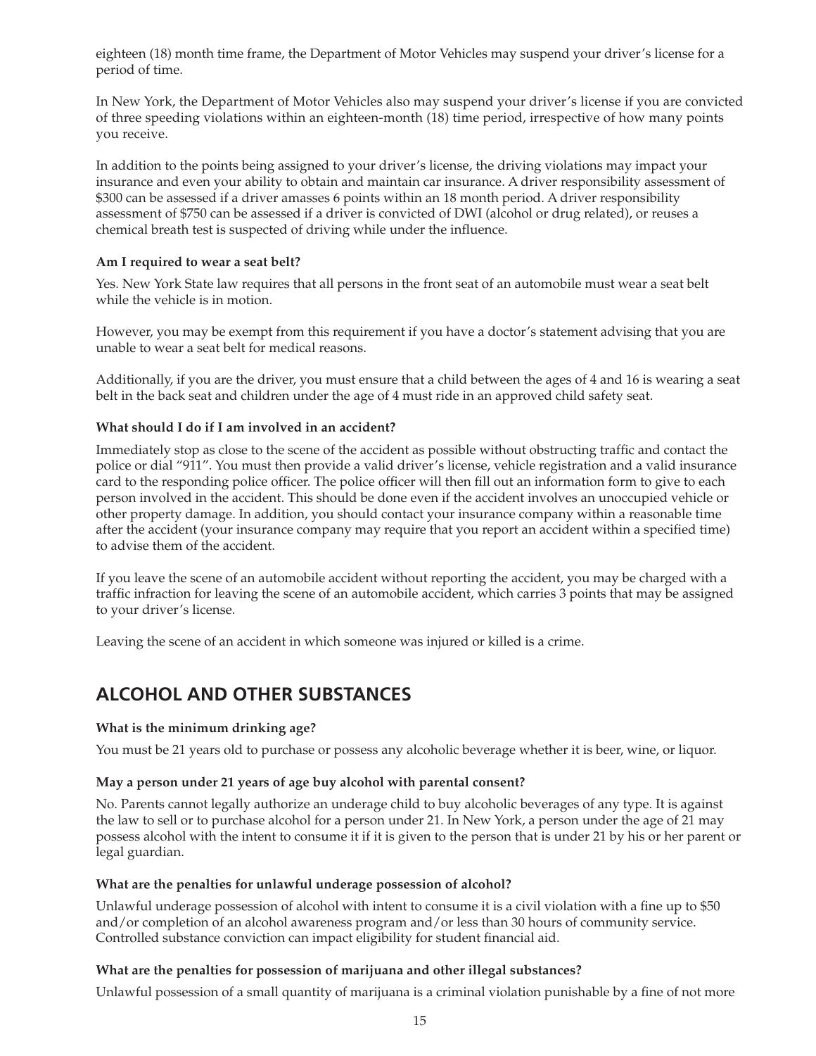eighteen (18) month time frame, the Department of Motor Vehicles may suspend your driver's license for a period of time.

In New York, the Department of Motor Vehicles also may suspend your driver's license if you are convicted of three speeding violations within an eighteen-month (18) time period, irrespective of how many points you receive.

In addition to the points being assigned to your driver's license, the driving violations may impact your insurance and even your ability to obtain and maintain car insurance. A driver responsibility assessment of $300 can be assessed if a driver amasses 6 points within an 18 month period. A driver responsibility assessment of $750 can be assessed if a driver is convicted of DWI (alcohol or drug related), or reuses a chemical breath test is suspected of driving while under the influence.

**Am I required to wear a seat belt?**

Yes. New York State law requires that all persons in the front seat of an automobile must wear a seat belt while the vehicle is in motion.

However, you may be exempt from this requirement if you have a doctor's statement advising that you are unable to wear a seat belt for medical reasons.

Additionally, if you are the driver, you must ensure that a child between the ages of 4 and 16 is wearing a seat belt in the back seat and children under the age of 4 must ride in an approved child safety seat.

**What should I do if I am involved in an accident?**

Immediately stop as close to the scene of the accident as possible without obstructing traffic and contact the police or dial "911". You must then provide a valid driver's license, vehicle registration and a valid insurance card to the responding police officer. The police officer will then fill out an information form to give to each person involved in the accident. This should be done even if the accident involves an unoccupied vehicle or other property damage. In addition, you should contact your insurance company within a reasonable time after the accident (your insurance company may require that you report an accident within a specified time) to advise them of the accident.

If you leave the scene of an automobile accident without reporting the accident, you may be charged with a traffic infraction for leaving the scene of an automobile accident, which carries 3 points that may be assigned to your driver's license.

Leaving the scene of an accident in which someone was injured or killed is a crime.

## ALCOHOL AND OTHER SUBSTANCES

**What is the minimum drinking age?**

You must be 21 years old to purchase or possess any alcoholic beverage whether it is beer, wine, or liquor.

**May a person under 21 years of age buy alcohol with parental consent?**

No. Parents cannot legally authorize an underage child to buy alcoholic beverages of any type. It is against the law to sell or to purchase alcohol for a person under 21. In New York, a person under the age of 21 may possess alcohol with the intent to consume it if it is given to the person that is under 21 by his or her parent or legal guardian.

**What are the penalties for unlawful underage possession of alcohol?**

Unlawful underage possession of alcohol with intent to consume it is a civil violation with a fine up to $50 and/or completion of an alcohol awareness program and/or less than 30 hours of community service. Controlled substance conviction can impact eligibility for student financial aid.

**What are the penalties for possession of marijuana and other illegal substances?**

Unlawful possession of a small quantity of marijuana is a criminal violation punishable by a fine of not more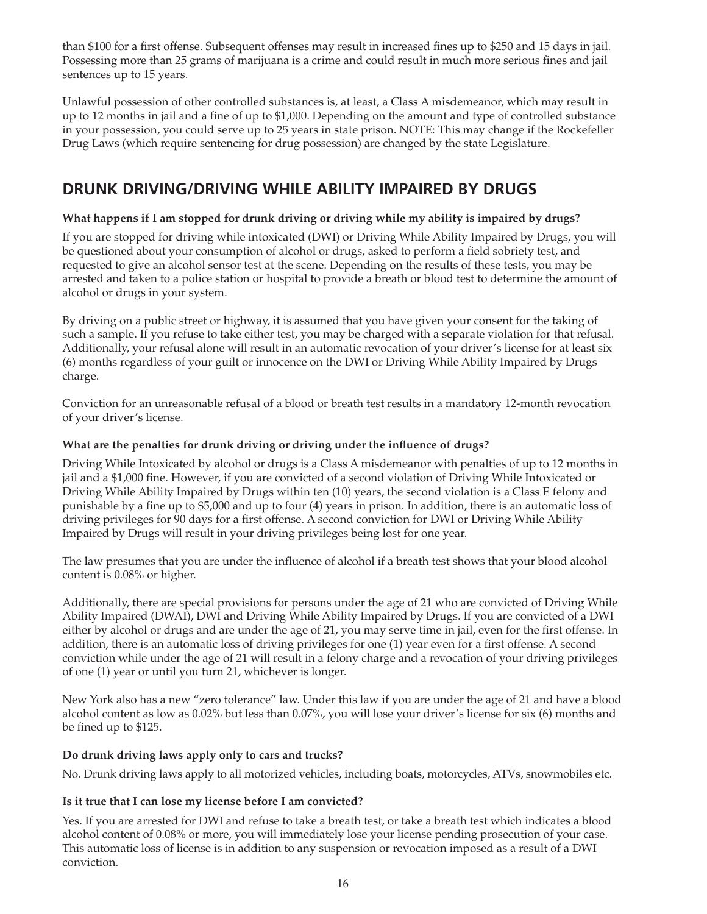than $100 for a first offense. Subsequent offenses may result in increased fines up to $250 and 15 days in jail. Possessing more than 25 grams of marijuana is a crime and could result in much more serious fines and jail sentences up to 15 years.

Unlawful possession of other controlled substances is, at least, a Class A misdemeanor, which may result in up to 12 months in jail and a fine of up to $1,000. Depending on the amount and type of controlled substance in your possession, you could serve up to 25 years in state prison. NOTE: This may change if the Rockefeller Drug Laws (which require sentencing for drug possession) are changed by the state Legislature.

## DRUNK DRIVING/DRIVING WHILE ABILITY IMPAIRED BY DRUGS

**What happens if I am stopped for drunk driving or driving while my ability is impaired by drugs?**

If you are stopped for driving while intoxicated (DWI) or Driving While Ability Impaired by Drugs, you will be questioned about your consumption of alcohol or drugs, asked to perform a field sobriety test, and requested to give an alcohol sensor test at the scene. Depending on the results of these tests, you may be arrested and taken to a police station or hospital to provide a breath or blood test to determine the amount of alcohol or drugs in your system.

By driving on a public street or highway, it is assumed that you have given your consent for the taking of such a sample. If you refuse to take either test, you may be charged with a separate violation for that refusal. Additionally, your refusal alone will result in an automatic revocation of your driver's license for at least six (6) months regardless of your guilt or innocence on the DWI or Driving While Ability Impaired by Drugs charge.

Conviction for an unreasonable refusal of a blood or breath test results in a mandatory 12-month revocation of your driver's license.

**What are the penalties for drunk driving or driving under the influence of drugs?**

Driving While Intoxicated by alcohol or drugs is a Class A misdemeanor with penalties of up to 12 months in jail and a $1,000 fine. However, if you are convicted of a second violation of Driving While Intoxicated or Driving While Ability Impaired by Drugs within ten (10) years, the second violation is a Class E felony and punishable by a fine up to $5,000 and up to four (4) years in prison. In addition, there is an automatic loss of driving privileges for 90 days for a first offense. A second conviction for DWI or Driving While Ability Impaired by Drugs will result in your driving privileges being lost for one year.

The law presumes that you are under the influence of alcohol if a breath test shows that your blood alcohol content is 0.08% or higher.

Additionally, there are special provisions for persons under the age of 21 who are convicted of Driving While Ability Impaired (DWAI), DWI and Driving While Ability Impaired by Drugs. If you are convicted of a DWI either by alcohol or drugs and are under the age of 21, you may serve time in jail, even for the first offense. In addition, there is an automatic loss of driving privileges for one (1) year even for a first offense. A second conviction while under the age of 21 will result in a felony charge and a revocation of your driving privileges of one (1) year or until you turn 21, whichever is longer.

New York also has a new "zero tolerance" law. Under this law if you are under the age of 21 and have a blood alcohol content as low as 0.02% but less than 0.07%, you will lose your driver's license for six (6) months and be fined up to $125.

**Do drunk driving laws apply only to cars and trucks?**

No. Drunk driving laws apply to all motorized vehicles, including boats, motorcycles, ATVs, snowmobiles etc.

**Is it true that I can lose my license before I am convicted?**

Yes. If you are arrested for DWI and refuse to take a breath test, or take a breath test which indicates a blood alcohol content of 0.08% or more, you will immediately lose your license pending prosecution of your case. This automatic loss of license is in addition to any suspension or revocation imposed as a result of a DWI conviction.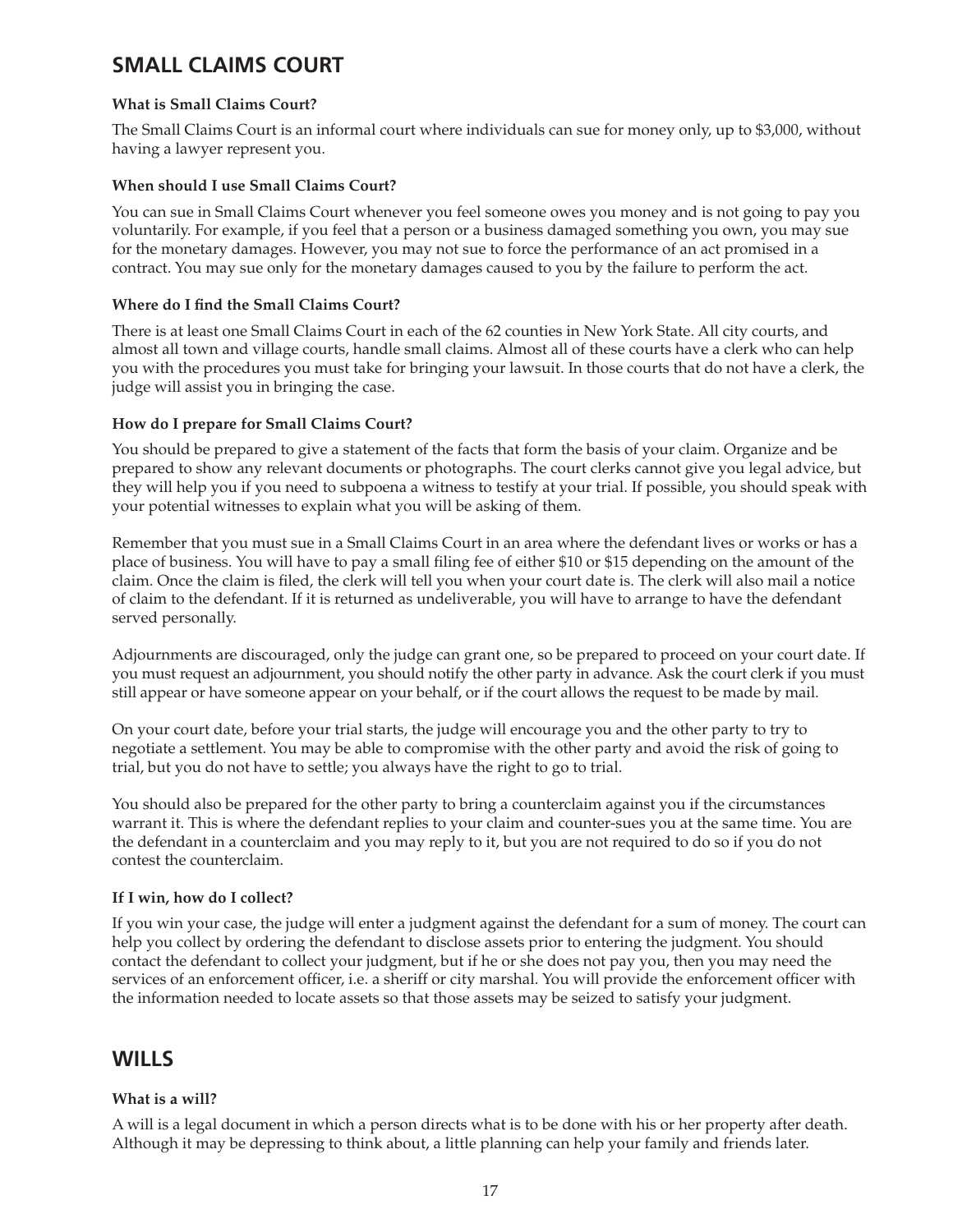## SMALL CLAIMS COURT

### What is Small Claims Court?

The Small Claims Court is an informal court where individuals can sue for money only, up to $3,000, without having a lawyer represent you.

### When should I use Small Claims Court?

You can sue in Small Claims Court whenever you feel someone owes you money and is not going to pay you voluntarily. For example, if you feel that a person or a business damaged something you own, you may sue for the monetary damages. However, you may not sue to force the performance of an act promised in a contract. You may sue only for the monetary damages caused to you by the failure to perform the act.

### Where do I find the Small Claims Court?

There is at least one Small Claims Court in each of the 62 counties in New York State. All city courts, and almost all town and village courts, handle small claims. Almost all of these courts have a clerk who can help you with the procedures you must take for bringing your lawsuit. In those courts that do not have a clerk, the judge will assist you in bringing the case.

### How do I prepare for Small Claims Court?

You should be prepared to give a statement of the facts that form the basis of your claim. Organize and be prepared to show any relevant documents or photographs. The court clerks cannot give you legal advice, but they will help you if you need to subpoena a witness to testify at your trial. If possible, you should speak with your potential witnesses to explain what you will be asking of them.

Remember that you must sue in a Small Claims Court in an area where the defendant lives or works or has a place of business. You will have to pay a small filing fee of either $10 or $15 depending on the amount of the claim. Once the claim is filed, the clerk will tell you when your court date is. The clerk will also mail a notice of claim to the defendant. If it is returned as undeliverable, you will have to arrange to have the defendant served personally.

Adjournments are discouraged, only the judge can grant one, so be prepared to proceed on your court date. If you must request an adjournment, you should notify the other party in advance. Ask the court clerk if you must still appear or have someone appear on your behalf, or if the court allows the request to be made by mail.

On your court date, before your trial starts, the judge will encourage you and the other party to try to negotiate a settlement. You may be able to compromise with the other party and avoid the risk of going to trial, but you do not have to settle; you always have the right to go to trial.

You should also be prepared for the other party to bring a counterclaim against you if the circumstances warrant it. This is where the defendant replies to your claim and counter-sues you at the same time. You are the defendant in a counterclaim and you may reply to it, but you are not required to do so if you do not contest the counterclaim.

### If I win, how do I collect?

If you win your case, the judge will enter a judgment against the defendant for a sum of money. The court can help you collect by ordering the defendant to disclose assets prior to entering the judgment. You should contact the defendant to collect your judgment, but if he or she does not pay you, then you may need the services of an enforcement officer, i.e. a sheriff or city marshal. You will provide the enforcement officer with the information needed to locate assets so that those assets may be seized to satisfy your judgment.

## WILLS

### What is a will?

A will is a legal document in which a person directs what is to be done with his or her property after death. Although it may be depressing to think about, a little planning can help your family and friends later.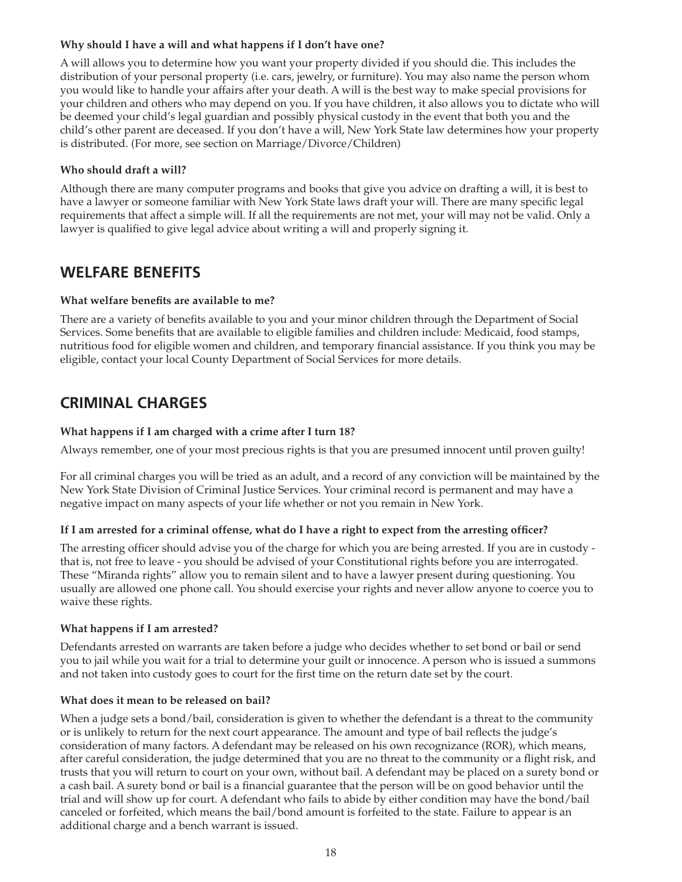**Why should I have a will and what happens if I don't have one?**

A will allows you to determine how you want your property divided if you should die. This includes the distribution of your personal property (i.e. cars, jewelry, or furniture). You may also name the person whom you would like to handle your affairs after your death. A will is the best way to make special provisions for your children and others who may depend on you. If you have children, it also allows you to dictate who will be deemed your child's legal guardian and possibly physical custody in the event that both you and the child's other parent are deceased. If you don't have a will, New York State law determines how your property is distributed. (For more, see section on Marriage/Divorce/Children)

**Who should draft a will?**

Although there are many computer programs and books that give you advice on drafting a will, it is best to have a lawyer or someone familiar with New York State laws draft your will. There are many specific legal requirements that affect a simple will. If all the requirements are not met, your will may not be valid. Only a lawyer is qualified to give legal advice about writing a will and properly signing it.

## WELFARE BENEFITS

**What welfare benefits are available to me?**

There are a variety of benefits available to you and your minor children through the Department of Social Services. Some benefits that are available to eligible families and children include: Medicaid, food stamps, nutritious food for eligible women and children, and temporary financial assistance. If you think you may be eligible, contact your local County Department of Social Services for more details.

## CRIMINAL CHARGES

**What happens if I am charged with a crime after I turn 18?**

Always remember, one of your most precious rights is that you are presumed innocent until proven guilty!

For all criminal charges you will be tried as an adult, and a record of any conviction will be maintained by the New York State Division of Criminal Justice Services. Your criminal record is permanent and may have a negative impact on many aspects of your life whether or not you remain in New York.

**If I am arrested for a criminal offense, what do I have a right to expect from the arresting officer?**

The arresting officer should advise you of the charge for which you are being arrested. If you are in custody - that is, not free to leave - you should be advised of your Constitutional rights before you are interrogated. These "Miranda rights" allow you to remain silent and to have a lawyer present during questioning. You usually are allowed one phone call. You should exercise your rights and never allow anyone to coerce you to waive these rights.

**What happens if I am arrested?**

Defendants arrested on warrants are taken before a judge who decides whether to set bond or bail or send you to jail while you wait for a trial to determine your guilt or innocence. A person who is issued a summons and not taken into custody goes to court for the first time on the return date set by the court.

**What does it mean to be released on bail?**

When a judge sets a bond/bail, consideration is given to whether the defendant is a threat to the community or is unlikely to return for the next court appearance. The amount and type of bail reflects the judge's consideration of many factors. A defendant may be released on his own recognizance (ROR), which means, after careful consideration, the judge determined that you are no threat to the community or a flight risk, and trusts that you will return to court on your own, without bail. A defendant may be placed on a surety bond or a cash bail. A surety bond or bail is a financial guarantee that the person will be on good behavior until the trial and will show up for court. A defendant who fails to abide by either condition may have the bond/bail canceled or forfeited, which means the bail/bond amount is forfeited to the state. Failure to appear is an additional charge and a bench warrant is issued.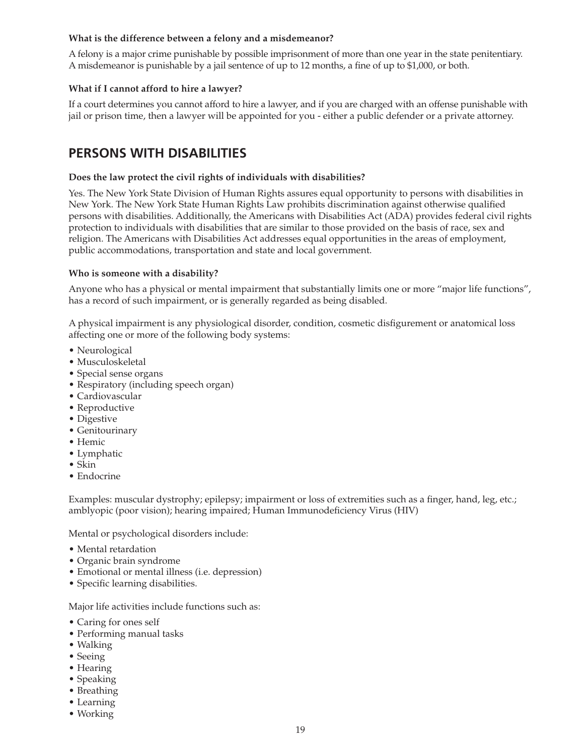**What is the difference between a felony and a misdemeanor?**

A felony is a major crime punishable by possible imprisonment of more than one year in the state penitentiary. A misdemeanor is punishable by a jail sentence of up to 12 months, a fine of up to $1,000, or both.

**What if I cannot afford to hire a lawyer?**

If a court determines you cannot afford to hire a lawyer, and if you are charged with an offense punishable with jail or prison time, then a lawyer will be appointed for you - either a public defender or a private attorney.

## PERSONS WITH DISABILITIES

**Does the law protect the civil rights of individuals with disabilities?**

Yes. The New York State Division of Human Rights assures equal opportunity to persons with disabilities in New York. The New York State Human Rights Law prohibits discrimination against otherwise qualified persons with disabilities. Additionally, the Americans with Disabilities Act (ADA) provides federal civil rights protection to individuals with disabilities that are similar to those provided on the basis of race, sex and religion. The Americans with Disabilities Act addresses equal opportunities in the areas of employment, public accommodations, transportation and state and local government.

**Who is someone with a disability?**

Anyone who has a physical or mental impairment that substantially limits one or more "major life functions", has a record of such impairment, or is generally regarded as being disabled.

A physical impairment is any physiological disorder, condition, cosmetic disfigurement or anatomical loss affecting one or more of the following body systems:

- Neurological
- Musculoskeletal
- Special sense organs
- Respiratory (including speech organ)
- Cardiovascular
- Reproductive
- Digestive
- Genitourinary
- Hemic
- Lymphatic
- Skin
- Endocrine

Examples: muscular dystrophy; epilepsy; impairment or loss of extremities such as a finger, hand, leg, etc.; amblyopic (poor vision); hearing impaired; Human Immunodeficiency Virus (HIV)

Mental or psychological disorders include:

- Mental retardation
- Organic brain syndrome
- Emotional or mental illness (i.e. depression)
- Specific learning disabilities.

Major life activities include functions such as:

- Caring for ones self
- Performing manual tasks
- Walking
- Seeing
- Hearing
- Speaking
- Breathing
- Learning
- Working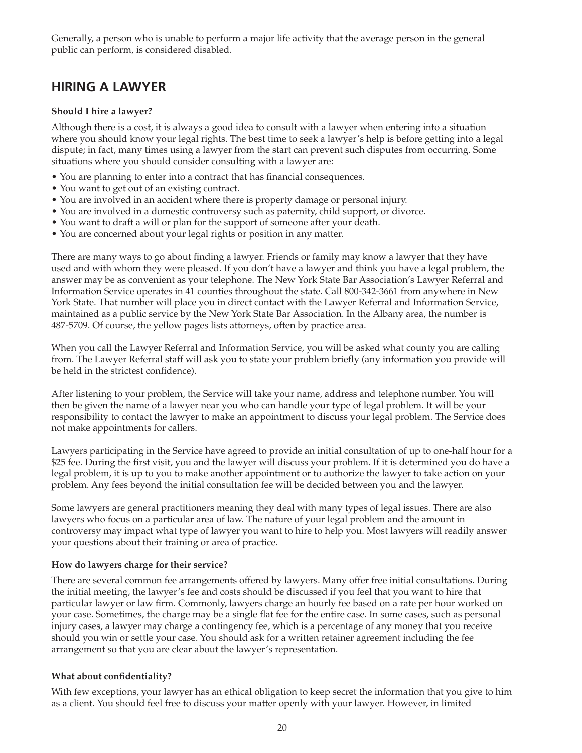Generally, a person who is unable to perform a major life activity that the average person in the general public can perform, is considered disabled.

## HIRING A LAWYER

**Should I hire a lawyer?**

Although there is a cost, it is always a good idea to consult with a lawyer when entering into a situation where you should know your legal rights. The best time to seek a lawyer's help is before getting into a legal dispute; in fact, many times using a lawyer from the start can prevent such disputes from occurring. Some situations where you should consider consulting with a lawyer are:

- You are planning to enter into a contract that has financial consequences.
- You want to get out of an existing contract.
- You are involved in an accident where there is property damage or personal injury.
- You are involved in a domestic controversy such as paternity, child support, or divorce.
- You want to draft a will or plan for the support of someone after your death.
- You are concerned about your legal rights or position in any matter.

There are many ways to go about finding a lawyer. Friends or family may know a lawyer that they have used and with whom they were pleased. If you don't have a lawyer and think you have a legal problem, the answer may be as convenient as your telephone. The New York State Bar Association's Lawyer Referral and Information Service operates in 41 counties throughout the state. Call 800-342-3661 from anywhere in New York State. That number will place you in direct contact with the Lawyer Referral and Information Service, maintained as a public service by the New York State Bar Association. In the Albany area, the number is 487-5709. Of course, the yellow pages lists attorneys, often by practice area.

When you call the Lawyer Referral and Information Service, you will be asked what county you are calling from. The Lawyer Referral staff will ask you to state your problem briefly (any information you provide will be held in the strictest confidence).

After listening to your problem, the Service will take your name, address and telephone number. You will then be given the name of a lawyer near you who can handle your type of legal problem. It will be your responsibility to contact the lawyer to make an appointment to discuss your legal problem. The Service does not make appointments for callers.

Lawyers participating in the Service have agreed to provide an initial consultation of up to one-half hour for a $25 fee. During the first visit, you and the lawyer will discuss your problem. If it is determined you do have a legal problem, it is up to you to make another appointment or to authorize the lawyer to take action on your problem. Any fees beyond the initial consultation fee will be decided between you and the lawyer.

Some lawyers are general practitioners meaning they deal with many types of legal issues. There are also lawyers who focus on a particular area of law. The nature of your legal problem and the amount in controversy may impact what type of lawyer you want to hire to help you. Most lawyers will readily answer your questions about their training or area of practice.

**How do lawyers charge for their service?**

There are several common fee arrangements offered by lawyers. Many offer free initial consultations. During the initial meeting, the lawyer's fee and costs should be discussed if you feel that you want to hire that particular lawyer or law firm. Commonly, lawyers charge an hourly fee based on a rate per hour worked on your case. Sometimes, the charge may be a single flat fee for the entire case. In some cases, such as personal injury cases, a lawyer may charge a contingency fee, which is a percentage of any money that you receive should you win or settle your case. You should ask for a written retainer agreement including the fee arrangement so that you are clear about the lawyer's representation.

**What about confidentiality?**

With few exceptions, your lawyer has an ethical obligation to keep secret the information that you give to him as a client. You should feel free to discuss your matter openly with your lawyer. However, in limited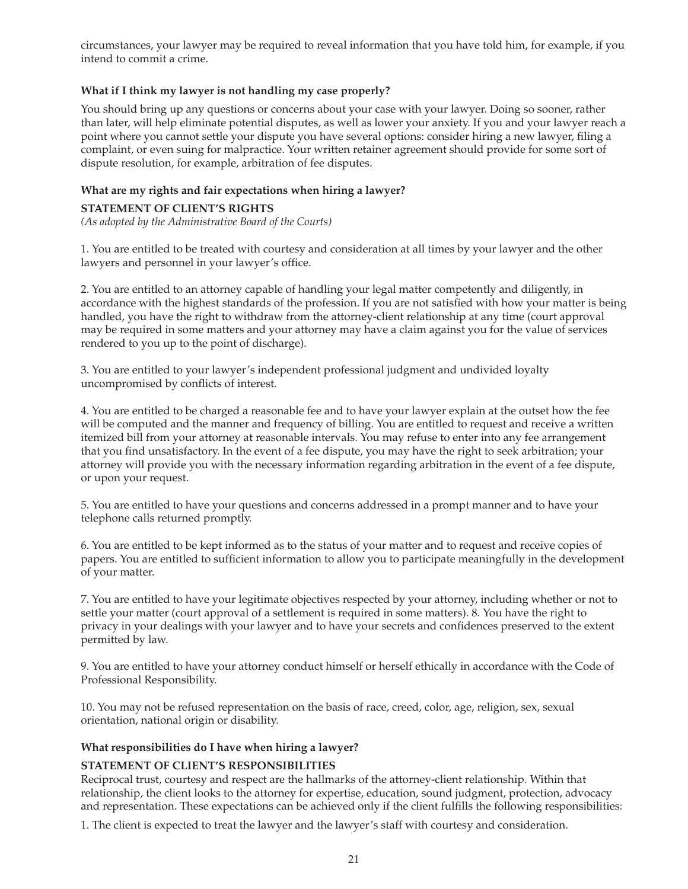circumstances, your lawyer may be required to reveal information that you have told him, for example, if you intend to commit a crime.

### What if I think my lawyer is not handling my case properly?

You should bring up any questions or concerns about your case with your lawyer. Doing so sooner, rather than later, will help eliminate potential disputes, as well as lower your anxiety. If you and your lawyer reach a point where you cannot settle your dispute you have several options: consider hiring a new lawyer, filing a complaint, or even suing for malpractice. Your written retainer agreement should provide for some sort of dispute resolution, for example, arbitration of fee disputes.

### What are my rights and fair expectations when hiring a lawyer?

**STATEMENT OF CLIENT'S RIGHTS**
*(As adopted by the Administrative Board of the Courts)*

1. You are entitled to be treated with courtesy and consideration at all times by your lawyer and the other lawyers and personnel in your lawyer's office.

2. You are entitled to an attorney capable of handling your legal matter competently and diligently, in accordance with the highest standards of the profession. If you are not satisfied with how your matter is being handled, you have the right to withdraw from the attorney-client relationship at any time (court approval may be required in some matters and your attorney may have a claim against you for the value of services rendered to you up to the point of discharge).

3. You are entitled to your lawyer's independent professional judgment and undivided loyalty uncompromised by conflicts of interest.

4. You are entitled to be charged a reasonable fee and to have your lawyer explain at the outset how the fee will be computed and the manner and frequency of billing. You are entitled to request and receive a written itemized bill from your attorney at reasonable intervals. You may refuse to enter into any fee arrangement that you find unsatisfactory. In the event of a fee dispute, you may have the right to seek arbitration; your attorney will provide you with the necessary information regarding arbitration in the event of a fee dispute, or upon your request.

5. You are entitled to have your questions and concerns addressed in a prompt manner and to have your telephone calls returned promptly.

6. You are entitled to be kept informed as to the status of your matter and to request and receive copies of papers. You are entitled to sufficient information to allow you to participate meaningfully in the development of your matter.

7. You are entitled to have your legitimate objectives respected by your attorney, including whether or not to settle your matter (court approval of a settlement is required in some matters). 8. You have the right to privacy in your dealings with your lawyer and to have your secrets and confidences preserved to the extent permitted by law.

9. You are entitled to have your attorney conduct himself or herself ethically in accordance with the Code of Professional Responsibility.

10. You may not be refused representation on the basis of race, creed, color, age, religion, sex, sexual orientation, national origin or disability.

### What responsibilities do I have when hiring a lawyer?

**STATEMENT OF CLIENT'S RESPONSIBILITIES**

Reciprocal trust, courtesy and respect are the hallmarks of the attorney-client relationship. Within that relationship, the client looks to the attorney for expertise, education, sound judgment, protection, advocacy and representation. These expectations can be achieved only if the client fulfills the following responsibilities:

1. The client is expected to treat the lawyer and the lawyer's staff with courtesy and consideration.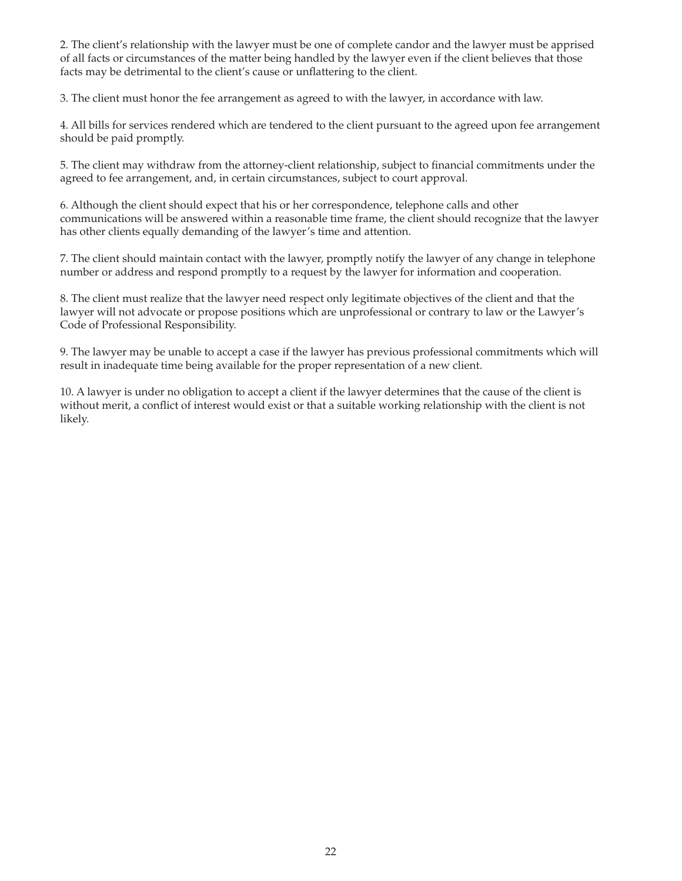2. The client's relationship with the lawyer must be one of complete candor and the lawyer must be apprised of all facts or circumstances of the matter being handled by the lawyer even if the client believes that those facts may be detrimental to the client's cause or unflattering to the client.

3. The client must honor the fee arrangement as agreed to with the lawyer, in accordance with law.

4. All bills for services rendered which are tendered to the client pursuant to the agreed upon fee arrangement should be paid promptly.

5. The client may withdraw from the attorney-client relationship, subject to financial commitments under the agreed to fee arrangement, and, in certain circumstances, subject to court approval.

6. Although the client should expect that his or her correspondence, telephone calls and other communications will be answered within a reasonable time frame, the client should recognize that the lawyer has other clients equally demanding of the lawyer's time and attention.

7. The client should maintain contact with the lawyer, promptly notify the lawyer of any change in telephone number or address and respond promptly to a request by the lawyer for information and cooperation.

8. The client must realize that the lawyer need respect only legitimate objectives of the client and that the lawyer will not advocate or propose positions which are unprofessional or contrary to law or the Lawyer's Code of Professional Responsibility.

9. The lawyer may be unable to accept a case if the lawyer has previous professional commitments which will result in inadequate time being available for the proper representation of a new client.

10. A lawyer is under no obligation to accept a client if the lawyer determines that the cause of the client is without merit, a conflict of interest would exist or that a suitable working relationship with the client is not likely.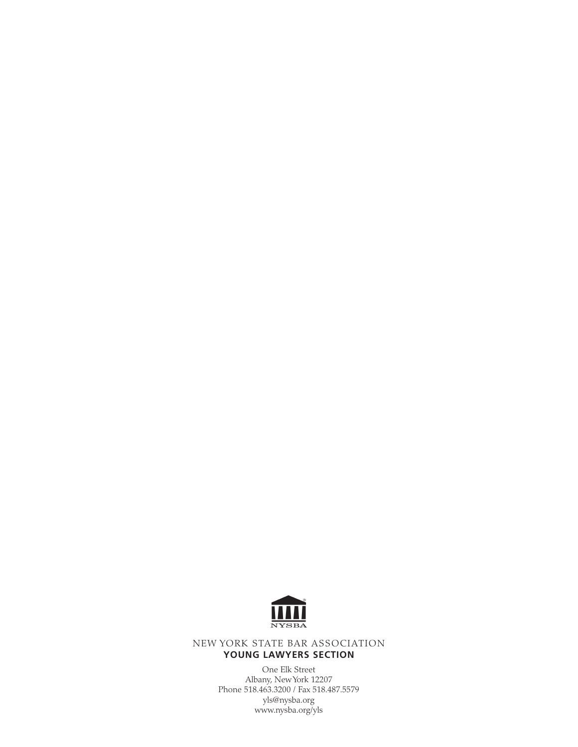NYSBA

NEW YORK STATE BAR ASSOCIATION
**YOUNG LAWYERS SECTION**

One Elk Street
Albany, New York 12207
Phone 518.463.3200 / Fax 518.487.5579
yls@nysba.org
www.nysba.org/yls